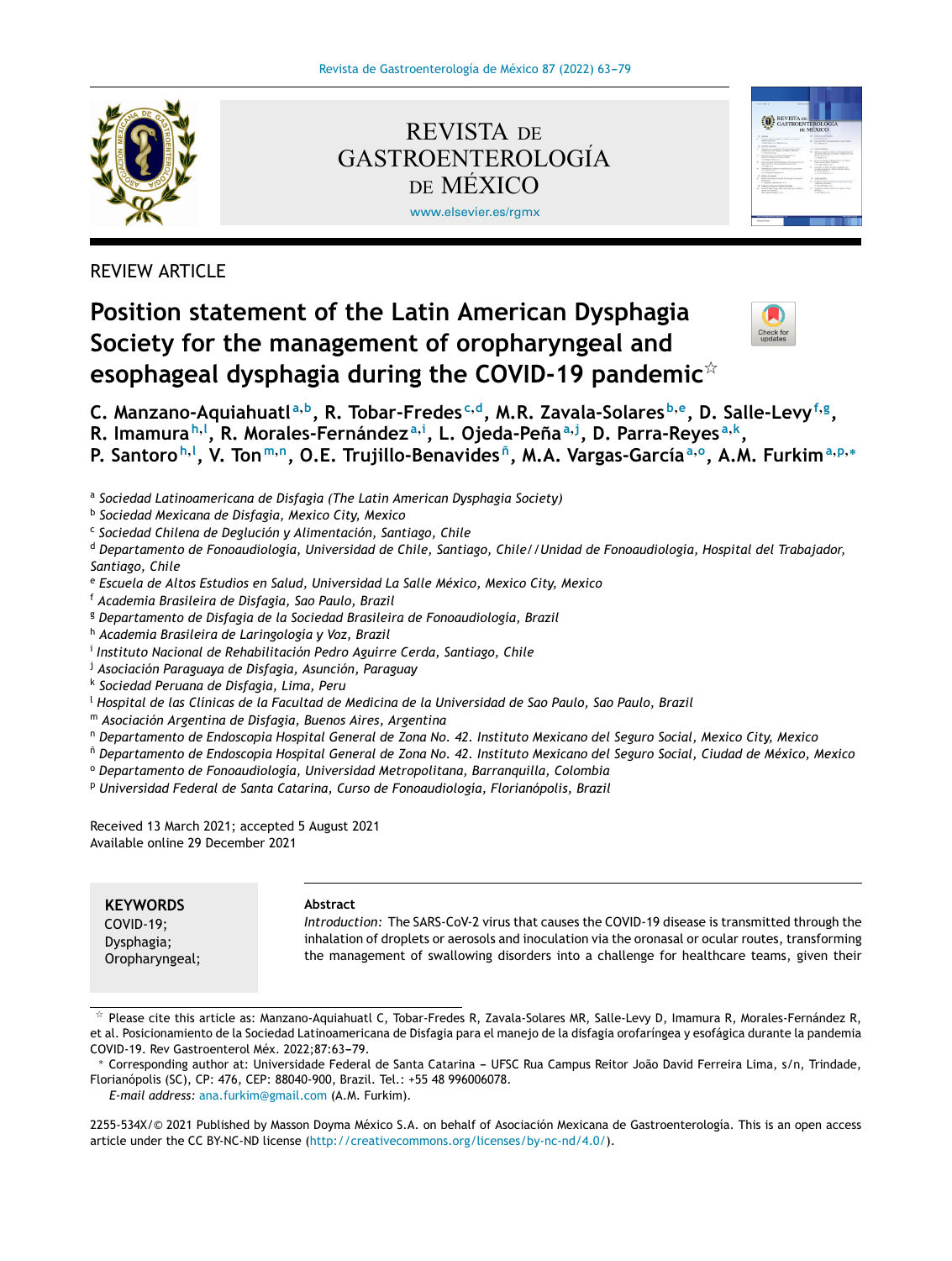REVIEW ARTICLE

# Position statement of the Latin American Dysphagia Society for the management of oropharyngeal and esophageal dysphagia during the COVID-19 pandemic[☆]

**C. Manzano-Aquiahuatl[a,b], R. Tobar-Fredes[c,d], M.R. Zavala-Solares[b,e], D. Salle-Levy[f,g], R. Imamura[h,l], R. Morales-Fernández[a,i], L. Ojeda-Peña[a,j], D. Parra-Reyes[a,k], P. Santoro[h,l], V. Ton[m,n], O.E. Trujillo-Benavides[ñ], M.A. Vargas-García[a,o], A.M. Furkim[a,p,*]**

[a] *Sociedad Latinoamericana de Disfagia (The Latin American Dysphagia Society)*
[b] *Sociedad Mexicana de Disfagia, Mexico City, Mexico*
[c] *Sociedad Chilena de Deglución y Alimentación, Santiago, Chile*
[d] *Departamento de Fonoaudiología, Universidad de Chile, Santiago, Chile//Unidad de Fonoaudiología, Hospital del Trabajador, Santiago, Chile*
[e] *Escuela de Altos Estudios en Salud, Universidad La Salle México, Mexico City, Mexico*
[f] *Academia Brasileira de Disfagia, Sao Paulo, Brazil*
[g] *Departamento de Disfagia de la Sociedad Brasileira de Fonoaudiología, Brazil*
[h] *Academia Brasileira de Laringología y Voz, Brazil*
[i] *Instituto Nacional de Rehabilitación Pedro Aguirre Cerda, Santiago, Chile*
[j] *Asociación Paraguaya de Disfagia, Asunción, Paraguay*
[k] *Sociedad Peruana de Disfagia, Lima, Peru*
[l] *Hospital de las Clínicas de la Facultad de Medicina de la Universidad de Sao Paulo, Sao Paulo, Brazil*
[m] *Asociación Argentina de Disfagia, Buenos Aires, Argentina*
[n] *Departamento de Endoscopia Hospital General de Zona No. 42. Instituto Mexicano del Seguro Social, Mexico City, Mexico*
[ñ] *Departamento de Endoscopia Hospital General de Zona No. 42. Instituto Mexicano del Seguro Social, Ciudad de México, Mexico*
[o] *Departamento de Fonoaudiología, Universidad Metropolitana, Barranquilla, Colombia*
[p] *Universidad Federal de Santa Catarina, Curso de Fonoaudiología, Florianópolis, Brazil*

Received 13 March 2021; accepted 5 August 2021
Available online 29 December 2021

**KEYWORDS**
COVID-19;
Dysphagia;
Oropharyngeal;

**Abstract**

*Introduction:* The SARS-CoV-2 virus that causes the COVID-19 disease is transmitted through the inhalation of droplets or aerosols and inoculation via the oronasal or ocular routes, transforming the management of swallowing disorders into a challenge for healthcare teams, given their

---

[☆] Please cite this article as: Manzano-Aquiahuatl C, Tobar-Fredes R, Zavala-Solares MR, Salle-Levy D, Imamura R, Morales-Fernández R, et al. Posicionamiento de la Sociedad Latinoamericana de Disfagia para el manejo de la disfagia orofaríngea y esofágica durante la pandemia COVID-19. Rev Gastroenterol Méx. 2022;87:63–79.

[*] Corresponding author at: Universidade Federal de Santa Catarina – UFSC Rua Campus Reitor João David Ferreira Lima, s/n, Trindade, Florianópolis (SC), CP: 476, CEP: 88040-900, Brazil. Tel.: +55 48 996006078.
*E-mail address:* ana.furkim@gmail.com (A.M. Furkim).

2255-534X/© 2021 Published by Masson Doyma México S.A. on behalf of Asociación Mexicana de Gastroenterología. This is an open access article under the CC BY-NC-ND license (http://creativecommons.org/licenses/by-nc-nd/4.0/).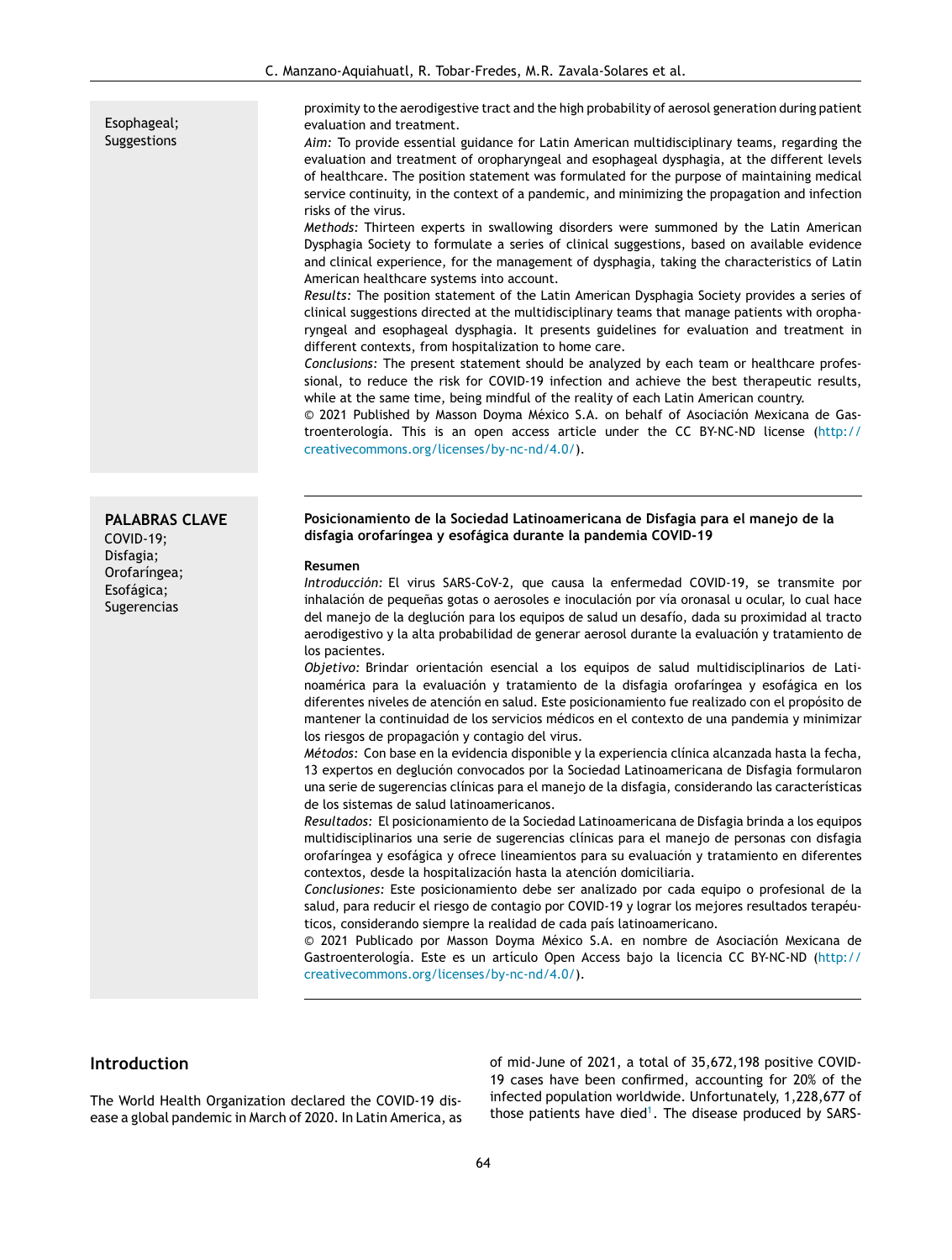Esophageal; Suggestions

proximity to the aerodigestive tract and the high probability of aerosol generation during patient evaluation and treatment.

*Aim:* To provide essential guidance for Latin American multidisciplinary teams, regarding the evaluation and treatment of oropharyngeal and esophageal dysphagia, at the different levels of healthcare. The position statement was formulated for the purpose of maintaining medical service continuity, in the context of a pandemic, and minimizing the propagation and infection risks of the virus.

*Methods:* Thirteen experts in swallowing disorders were summoned by the Latin American Dysphagia Society to formulate a series of clinical suggestions, based on available evidence and clinical experience, for the management of dysphagia, taking the characteristics of Latin American healthcare systems into account.

*Results:* The position statement of the Latin American Dysphagia Society provides a series of clinical suggestions directed at the multidisciplinary teams that manage patients with oropharyngeal and esophageal dysphagia. It presents guidelines for evaluation and treatment in different contexts, from hospitalization to home care.

*Conclusions:* The present statement should be analyzed by each team or healthcare professional, to reduce the risk for COVID-19 infection and achieve the best therapeutic results, while at the same time, being mindful of the reality of each Latin American country.

© 2021 Published by Masson Doyma México S.A. on behalf of Asociación Mexicana de Gastroenterología. This is an open access article under the CC BY-NC-ND license (http://creativecommons.org/licenses/by-nc-nd/4.0/).

**PALABRAS CLAVE**
COVID-19; Disfagia; Orofaríngea; Esofágica; Sugerencias

**Posicionamiento de la Sociedad Latinoamericana de Disfagia para el manejo de la disfagia orofaríngea y esofágica durante la pandemia COVID-19**

**Resumen**

*Introducción:* El virus SARS-CoV-2, que causa la enfermedad COVID-19, se transmite por inhalación de pequeñas gotas o aerosoles e inoculación por vía oronasal u ocular, lo cual hace del manejo de la deglución para los equipos de salud un desafío, dada su proximidad al tracto aerodigestivo y la alta probabilidad de generar aerosol durante la evaluación y tratamiento de los pacientes.

*Objetivo:* Brindar orientación esencial a los equipos de salud multidisciplinarios de Latinoamérica para la evaluación y tratamiento de la disfagia orofaríngea y esofágica en los diferentes niveles de atención en salud. Este posicionamiento fue realizado con el propósito de mantener la continuidad de los servicios médicos en el contexto de una pandemia y minimizar los riesgos de propagación y contagio del virus.

*Métodos:* Con base en la evidencia disponible y la experiencia clínica alcanzada hasta la fecha, 13 expertos en deglución convocados por la Sociedad Latinoamericana de Disfagia formularon una serie de sugerencias clínicas para el manejo de la disfagia, considerando las características de los sistemas de salud latinoamericanos.

*Resultados:* El posicionamiento de la Sociedad Latinoamericana de Disfagia brinda a los equipos multidisciplinarios una serie de sugerencias clínicas para el manejo de personas con disfagia orofaríngea y esofágica y ofrece lineamientos para su evaluación y tratamiento en diferentes contextos, desde la hospitalización hasta la atención domiciliaria.

*Conclusiones:* Este posicionamiento debe ser analizado por cada equipo o profesional de la salud, para reducir el riesgo de contagio por COVID-19 y lograr los mejores resultados terapéuticos, considerando siempre la realidad de cada país latinoamericano.

© 2021 Publicado por Masson Doyma México S.A. en nombre de Asociación Mexicana de Gastroenterología. Este es un artículo Open Access bajo la licencia CC BY-NC-ND (http://creativecommons.org/licenses/by-nc-nd/4.0/).

## Introduction

The World Health Organization declared the COVID-19 disease a global pandemic in March of 2020. In Latin America, as of mid-June of 2021, a total of 35,672,198 positive COVID-19 cases have been confirmed, accounting for 20% of the infected population worldwide. Unfortunately, 1,228,677 of those patients have died[1]. The disease produced by SARS-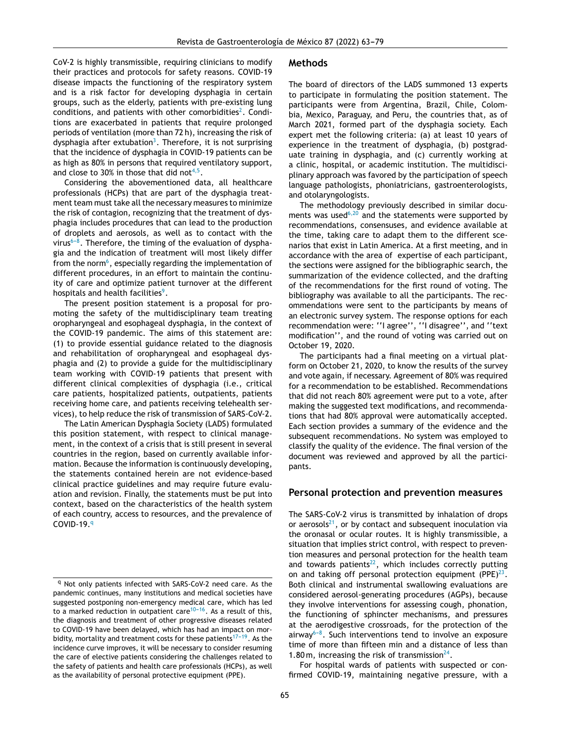CoV-2 is highly transmissible, requiring clinicians to modify their practices and protocols for safety reasons. COVID-19 disease impacts the functioning of the respiratory system and is a risk factor for developing dysphagia in certain groups, such as the elderly, patients with pre-existing lung conditions, and patients with other comorbidities[2]. Conditions are exacerbated in patients that require prolonged periods of ventilation (more than 72 h), increasing the risk of dysphagia after extubation[3]. Therefore, it is not surprising that the incidence of dysphagia in COVID-19 patients can be as high as 80% in persons that required ventilatory support, and close to 30% in those that did not[4,5].

Considering the abovementioned data, all healthcare professionals (HCPs) that are part of the dysphagia treatment team must take all the necessary measures to minimize the risk of contagion, recognizing that the treatment of dysphagia includes procedures that can lead to the production of droplets and aerosols, as well as to contact with the virus[6–8]. Therefore, the timing of the evaluation of dysphagia and the indication of treatment will most likely differ from the norm[6], especially regarding the implementation of different procedures, in an effort to maintain the continuity of care and optimize patient turnover at the different hospitals and health facilities[9].

The present position statement is a proposal for promoting the safety of the multidisciplinary team treating oropharyngeal and esophageal dysphagia, in the context of the COVID-19 pandemic. The aims of this statement are: (1) to provide essential guidance related to the diagnosis and rehabilitation of oropharyngeal and esophageal dysphagia and (2) to provide a guide for the multidisciplinary team working with COVID-19 patients that present with different clinical complexities of dysphagia (i.e., critical care patients, hospitalized patients, outpatients, patients receiving home care, and patients receiving telehealth services), to help reduce the risk of transmission of SARS-CoV-2.

The Latin American Dysphagia Society (LADS) formulated this position statement, with respect to clinical management, in the context of a crisis that is still present in several countries in the region, based on currently available information. Because the information is continuously developing, the statements contained herein are not evidence-based clinical practice guidelines and may require future evaluation and revision. Finally, the statements must be put into context, based on the characteristics of the health system of each country, access to resources, and the prevalence of COVID-19.[q]

[q] Not only patients infected with SARS-CoV-2 need care. As the pandemic continues, many institutions and medical societies have suggested postponing non-emergency medical care, which has led to a marked reduction in outpatient care[10–16]. As a result of this, the diagnosis and treatment of other progressive diseases related to COVID-19 have been delayed, which has had an impact on morbidity, mortality and treatment costs for these patients[17–19]. As the incidence curve improves, it will be necessary to consider resuming the care of elective patients considering the challenges related to the safety of patients and health care professionals (HCPs), as well as the availability of personal protective equipment (PPE).

## Methods

The board of directors of the LADS summoned 13 experts to participate in formulating the position statement. The participants were from Argentina, Brazil, Chile, Colombia, Mexico, Paraguay, and Peru, the countries that, as of March 2021, formed part of the dysphagia society. Each expert met the following criteria: (a) at least 10 years of experience in the treatment of dysphagia, (b) postgraduate training in dysphagia, and (c) currently working at a clinic, hospital, or academic institution. The multidisciplinary approach was favored by the participation of speech language pathologists, phoniatricians, gastroenterologists, and otolaryngologists.

The methodology previously described in similar documents was used[6,20] and the statements were supported by recommendations, consensuses, and evidence available at the time, taking care to adapt them to the different scenarios that exist in Latin America. At a first meeting, and in accordance with the area of expertise of each participant, the sections were assigned for the bibliographic search, the summarization of the evidence collected, and the drafting of the recommendations for the first round of voting. The bibliography was available to all the participants. The recommendations were sent to the participants by means of an electronic survey system. The response options for each recommendation were: ''I agree'', ''I disagree'', and ''text modification'', and the round of voting was carried out on October 19, 2020.

The participants had a final meeting on a virtual platform on October 21, 2020, to know the results of the survey and vote again, if necessary. Agreement of 80% was required for a recommendation to be established. Recommendations that did not reach 80% agreement were put to a vote, after making the suggested text modifications, and recommendations that had 80% approval were automatically accepted. Each section provides a summary of the evidence and the subsequent recommendations. No system was employed to classify the quality of the evidence. The final version of the document was reviewed and approved by all the participants.

## Personal protection and prevention measures

The SARS-CoV-2 virus is transmitted by inhalation of drops or aerosols[21], or by contact and subsequent inoculation via the oronasal or ocular routes. It is highly transmissible, a situation that implies strict control, with respect to prevention measures and personal protection for the health team and towards patients[22], which includes correctly putting on and taking off personal protection equipment (PPE)[23]. Both clinical and instrumental swallowing evaluations are considered aerosol-generating procedures (AGPs), because they involve interventions for assessing cough, phonation, the functioning of sphincter mechanisms, and pressures at the aerodigestive crossroads, for the protection of the airway[6–8]. Such interventions tend to involve an exposure time of more than fifteen min and a distance of less than 1.80 m, increasing the risk of transmission[24].

For hospital wards of patients with suspected or confirmed COVID-19, maintaining negative pressure, with a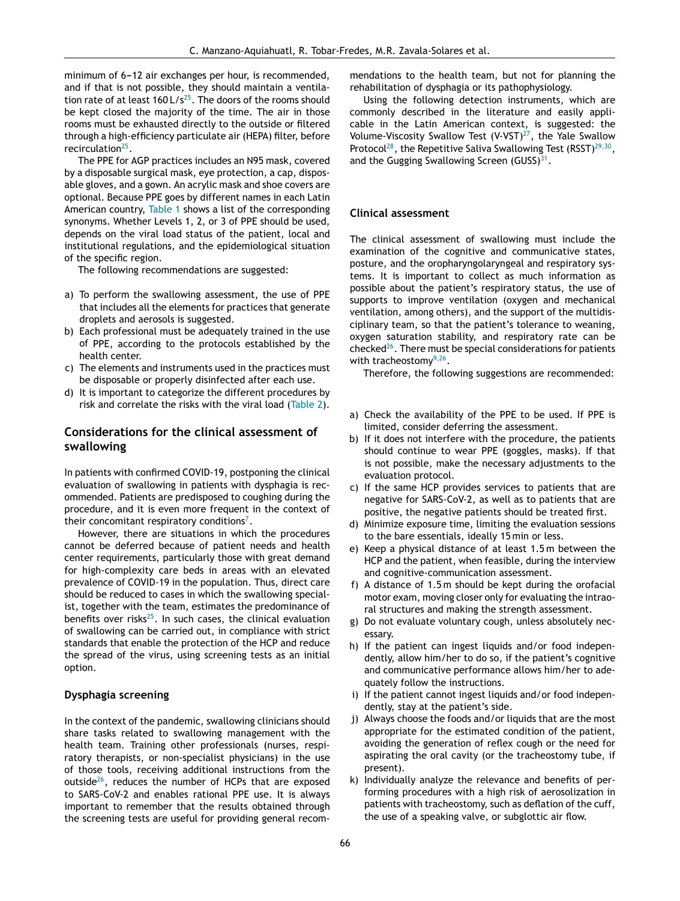minimum of 6–12 air exchanges per hour, is recommended, and if that is not possible, they should maintain a ventilation rate of at least 160 L/s[25]. The doors of the rooms should be kept closed the majority of the time. The air in those rooms must be exhausted directly to the outside or filtered through a high-efficiency particulate air (HEPA) filter, before recirculation[25].

The PPE for AGP practices includes an N95 mask, covered by a disposable surgical mask, eye protection, a cap, disposable gloves, and a gown. An acrylic mask and shoe covers are optional. Because PPE goes by different names in each Latin American country, Table 1 shows a list of the corresponding synonyms. Whether Levels 1, 2, or 3 of PPE should be used, depends on the viral load status of the patient, local and institutional regulations, and the epidemiological situation of the specific region.

The following recommendations are suggested:

a) To perform the swallowing assessment, the use of PPE that includes all the elements for practices that generate droplets and aerosols is suggested.
b) Each professional must be adequately trained in the use of PPE, according to the protocols established by the health center.
c) The elements and instruments used in the practices must be disposable or properly disinfected after each use.
d) It is important to categorize the different procedures by risk and correlate the risks with the viral load (Table 2).

## Considerations for the clinical assessment of swallowing

In patients with confirmed COVID-19, postponing the clinical evaluation of swallowing in patients with dysphagia is recommended. Patients are predisposed to coughing during the procedure, and it is even more frequent in the context of their concomitant respiratory conditions[7].

However, there are situations in which the procedures cannot be deferred because of patient needs and health center requirements, particularly those with great demand for high-complexity care beds in areas with an elevated prevalence of COVID-19 in the population. Thus, direct care should be reduced to cases in which the swallowing specialist, together with the team, estimates the predominance of benefits over risks[25]. In such cases, the clinical evaluation of swallowing can be carried out, in compliance with strict standards that enable the protection of the HCP and reduce the spread of the virus, using screening tests as an initial option.

### Dysphagia screening

In the context of the pandemic, swallowing clinicians should share tasks related to swallowing management with the health team. Training other professionals (nurses, respiratory therapists, or non-specialist physicians) in the use of those tools, receiving additional instructions from the outside[26], reduces the number of HCPs that are exposed to SARS-CoV-2 and enables rational PPE use. It is always important to remember that the results obtained through the screening tests are useful for providing general recommendations to the health team, but not for planning the rehabilitation of dysphagia or its pathophysiology.

Using the following detection instruments, which are commonly described in the literature and easily applicable in the Latin American context, is suggested: the Volume-Viscosity Swallow Test (V-VST)[27], the Yale Swallow Protocol[28], the Repetitive Saliva Swallowing Test (RSST)[29,30], and the Gugging Swallowing Screen (GUSS)[31].

### Clinical assessment

The clinical assessment of swallowing must include the examination of the cognitive and communicative states, posture, and the oropharyngolaryngeal and respiratory systems. It is important to collect as much information as possible about the patient's respiratory status, the use of supports to improve ventilation (oxygen and mechanical ventilation, among others), and the support of the multidisciplinary team, so that the patient's tolerance to weaning, oxygen saturation stability, and respiratory rate can be checked[26]. There must be special considerations for patients with tracheostomy[9,26].

Therefore, the following suggestions are recommended:

a) Check the availability of the PPE to be used. If PPE is limited, consider deferring the assessment.
b) If it does not interfere with the procedure, the patients should continue to wear PPE (goggles, masks). If that is not possible, make the necessary adjustments to the evaluation protocol.
c) If the same HCP provides services to patients that are negative for SARS-CoV-2, as well as to patients that are positive, the negative patients should be treated first.
d) Minimize exposure time, limiting the evaluation sessions to the bare essentials, ideally 15 min or less.
e) Keep a physical distance of at least 1.5 m between the HCP and the patient, when feasible, during the interview and cognitive-communication assessment.
f) A distance of 1.5 m should be kept during the orofacial motor exam, moving closer only for evaluating the intraoral structures and making the strength assessment.
g) Do not evaluate voluntary cough, unless absolutely necessary.
h) If the patient can ingest liquids and/or food independently, allow him/her to do so, if the patient's cognitive and communicative performance allows him/her to adequately follow the instructions.
i) If the patient cannot ingest liquids and/or food independently, stay at the patient's side.
j) Always choose the foods and/or liquids that are the most appropriate for the estimated condition of the patient, avoiding the generation of reflex cough or the need for aspirating the oral cavity (or the tracheostomy tube, if present).
k) Individually analyze the relevance and benefits of performing procedures with a high risk of aerosolization in patients with tracheostomy, such as deflation of the cuff, the use of a speaking valve, or subglottic air flow.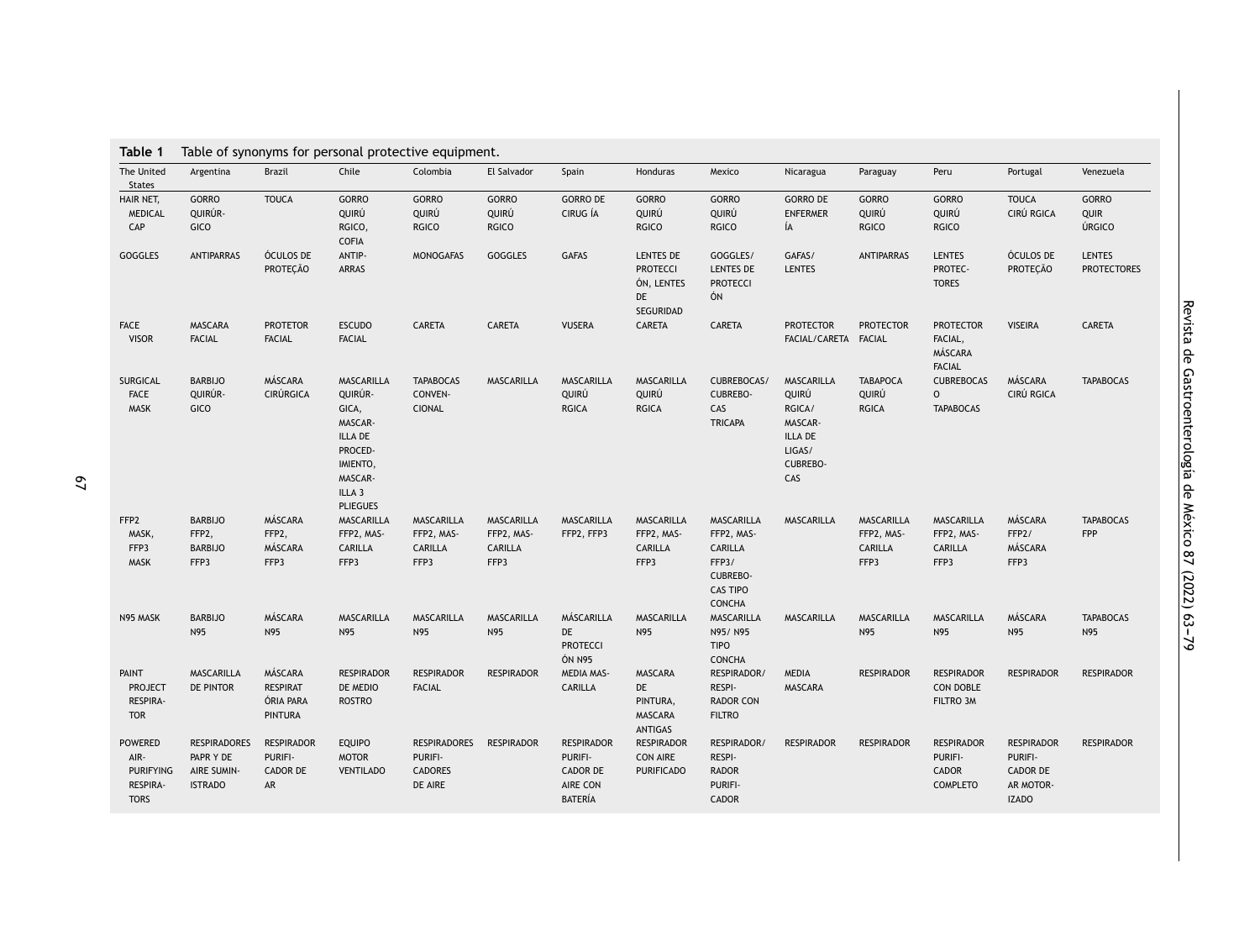**Table 1** Table of synonyms for personal protective equipment.

| The United States | Argentina | Brazil | Chile | Colombia | El Salvador | Spain | Honduras | Mexico | Nicaragua | Paraguay | Peru | Portugal | Venezuela |
|---|---|---|---|---|---|---|---|---|---|---|---|---|---|
| HAIR NET, MEDICAL CAP | GORRO QUIRÚRGICO | TOUCA | GORRO QUIRÚRGICO, COFIA | GORRO QUIRÚRGICO | GORRO QUIRÚRGICO | GORRO DE CIRUGÍA | GORRO QUIRÚRGICO | GORRO QUIRÚRGICO | GORRO DE ENFERMERÍA | GORRO QUIRÚRGICO | GORRO QUIRÚRGICO | TOUCA CIRÚRGICA | GORRO QUIRÚRGICO |
| GOGGLES | ANTIPARRAS | ÓCULOS DE PROTEÇÃO | ANTIPARRAS | MONOGAFAS | GOGGLES | GAFAS | LENTES DE PROTECCIÓN, LENTES DE SEGURIDAD | GOGGLES/ LENTES DE PROTECCIÓN | GAFAS/ LENTES | ANTIPARRAS | LENTES PROTECTORES | ÓCULOS DE PROTEÇÃO | LENTES PROTECTORES |
| FACE VISOR | MASCARA FACIAL | PROTETOR FACIAL | ESCUDO FACIAL | CARETA | CARETA | VUSERA | CARETA | CARETA | PROTECTOR FACIAL/CARETA | PROTECTOR FACIAL | PROTECTOR FACIAL, MÁSCARA FACIAL | VISEIRA | CARETA |
| SURGICAL FACE MASK | BARBIJO QUIRÚRGICO | MÁSCARA CIRÚRGICA | MASCARILLA QUIRÚRGICA, MASCARILLA DE PROCEDIMIENTO, MASCARILLA 3 PLIEGUES | TAPABOCAS CONVENCIONAL | MASCARILLA | MASCARILLA QUIRÚRGICA | MASCARILLA QUIRÚRGICA | CUBREBOCAS/ CUBREBOCAS TRICAPA | MASCARILLA QUIRÚRGICA/ MASCARILLA DE LIGAS/ CUBREBOCAS | TABAPOCA QUIRÚRGICA | CUBREBOCAS O TAPABOCAS | MÁSCARA CIRÚRGICA | TAPABOCAS |
| FFP2 MASK, FFP3 MASK | BARBIJO FFP2, BARBIJO FFP3 | MÁSCARA FFP2, MÁSCARA FFP3 | MASCARILLA FFP2, MASCARILLA FFP3 | MASCARILLA FFP2, MASCARILLA FFP3 | MASCARILLA FFP2, MASCARILLA FFP3 | MASCARILLA FFP2, FFP3 | MASCARILLA FFP2, MASCARILLA FFP3 | MASCARILLA FFP2, MASCARILLA FFP3/ CUBREBOCAS TIPO CONCHA | MASCARILLA | MASCARILLA FFP2, MASCARILLA FFP3 | MASCARILLA FFP2, MASCARILLA FFP3 | MÁSCARA FFP2/ MÁSCARA FFP3 | TAPABOCAS FPP |
| N95 MASK | BARBIJO N95 | MÁSCARA N95 | MASCARILLA N95 | MASCARILLA N95 | MASCARILLA N95 | MÁSCARILLA DE PROTECCIÓN N95 | MASCARILLA N95 | MASCARILLA N95/ N95 TIPO CONCHA | MASCARILLA | MASCARILLA N95 | MASCARILLA N95 | MÁSCARA N95 | TAPABOCAS N95 |
| PAINT PROJECT RESPIRATOR | MASCARILLA DE PINTOR | MÁSCARA RESPIRATÓRIA PARA PINTURA | RESPIRADOR DE MEDIO ROSTRO | RESPIRADOR FACIAL | RESPIRADOR | MEDIA MASCARILLA | MASCARA DE PINTURA, MASCARA ANTIGAS | RESPIRADOR/ RESPIRADOR CON FILTRO | MEDIA MASCARA | RESPIRADOR | RESPIRADOR CON DOBLE FILTRO 3M | RESPIRADOR | RESPIRADOR |
| POWERED AIR-PURIFYING RESPIRATORS | RESPIRADORES PAPR Y DE AIRE SUMINISTRADO | RESPIRADOR PURIFICADOR DE AR | EQUIPO MOTOR VENTILADO | RESPIRADORES PURIFICADORES DE AIRE | RESPIRADOR | RESPIRADOR PURIFICADOR DE AIRE CON BATERÍA | RESPIRADOR CON AIRE PURIFICADO | RESPIRADOR/ RESPIRADOR PURIFICADOR | RESPIRADOR | RESPIRADOR | RESPIRADOR PURIFICADOR COMPLETO | RESPIRADOR PURIFICADOR DE AR MOTORIZADO | RESPIRADOR |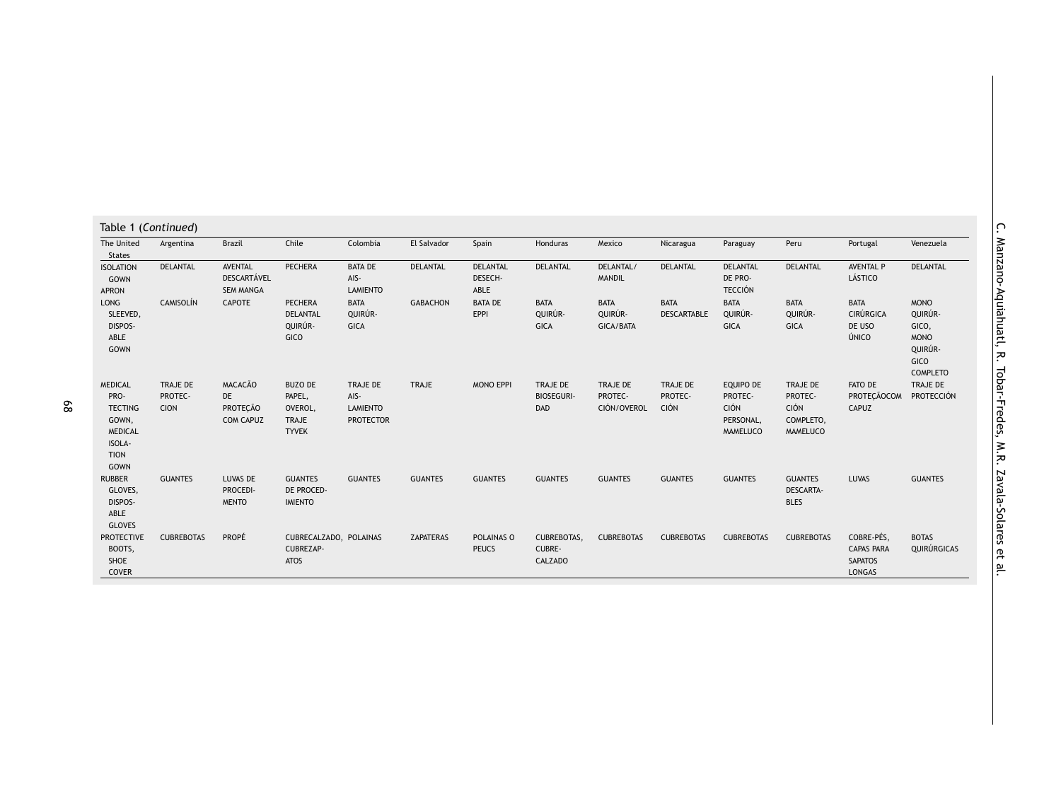Table 1 (*Continued*)

| The United States | Argentina | Brazil | Chile | Colombia | El Salvador | Spain | Honduras | Mexico | Nicaragua | Paraguay | Peru | Portugal | Venezuela |
|---|---|---|---|---|---|---|---|---|---|---|---|---|---|
| ISOLATION GOWN APRON | DELANTAL | AVENTAL DESCARTÁVEL SEM MANGA | PECHERA | BATA DE AIS-LAMIENTO | DELANTAL | DELANTAL DESECH-ABLE | DELANTAL | DELANTAL/ MANDIL | DELANTAL | DELANTAL DE PRO-TECCIÓN | DELANTAL | AVENTAL P LÁSTICO | DELANTAL |
| LONG SLEEVED, DISPOS-ABLE GOWN | CAMISOLÍN | CAPOTE | PECHERA DELANTAL QUIRÚR-GICO | BATA QUIRÚR-GICA | GABACHON | BATA DE EPPI | BATA QUIRÚR-GICA | BATA QUIRÚR-GICA/BATA | BATA DESCARTABLE | BATA QUIRÚR-GICA | BATA QUIRÚR-GICA | BATA CIRÚRGICA DE USO ÚNICO | MONO QUIRÚR-GICO, MONO QUIRÚR-GICO COMPLETO |
| MEDICAL PRO-TECTING GOWN, MEDICAL ISOLA-TION GOWN | TRAJE DE PROTEC-CION | MACACÃO DE PROTEÇÃO COM CAPUZ | BUZO DE PAPEL, OVEROL, TRAJE TYVEK | TRAJE DE AIS-LAMIENTO PROTECTOR | TRAJE | MONO EPPI | TRAJE DE BIOSEGURI-DAD | TRAJE DE PROTEC-CIÓN/OVEROL | TRAJE DE PROTEC-CIÓN | EQUIPO DE PROTEC-CIÓN PERSONAL, MAMELUCO | TRAJE DE PROTEC-CIÓN COMPLETO, MAMELUCO | FATO DE PROTEÇÃOCOM CAPUZ | TRAJE DE PROTECCIÓN |
| RUBBER GLOVES, DISPOS-ABLE GLOVES | GUANTES | LUVAS DE PROCEDI-MENTO | GUANTES DE PROCED-IMIENTO | GUANTES | GUANTES | GUANTES | GUANTES | GUANTES | GUANTES | GUANTES | GUANTES DESCARTA-BLES | LUVAS | GUANTES |
| PROTECTIVE BOOTS, SHOE COVER | CUBREBOTAS | PROPÉ | CUBRECALZADO, CUBREZAP-ATOS | POLAINAS | ZAPATERAS | POLAINAS O PEUCS | CUBREBOTAS, CUBRE-CALZADO | CUBREBOTAS | CUBREBOTAS | CUBREBOTAS | CUBREBOTAS | COBRE-PÉS, CAPAS PARA SAPATOS LONGAS | BOTAS QUIRÚRGICAS |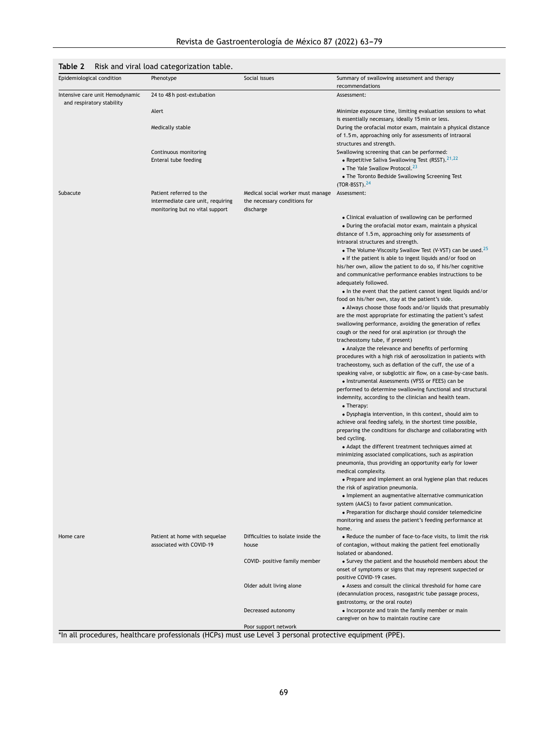**Table 2** Risk and viral load categorization table.

| Epidemiological condition | Phenotype | Social issues | Summary of swallowing assessment and therapy recommendations |
|---|---|---|---|
| Intensive care unit Hemodynamic and respiratory stability | 24 to 48 h post-extubation | | Assessment: |
| | Alert | | Minimize exposure time, limiting evaluation sessions to what is essentially necessary, ideally 15 min or less. |
| | Medically stable | | During the orofacial motor exam, maintain a physical distance of 1.5 m, approaching only for assessments of intraoral structures and strength. |
| | Continuous monitoring<br>Enteral tube feeding | | Swallowing screening that can be performed:<br>• Repetitive Saliva Swallowing Test (RSST).[21,22]<br>• The Yale Swallow Protocol.[23]<br>• The Toronto Bedside Swallowing Screening Test (TOR-BSST).[24] |
| Subacute | Patient referred to the intermediate care unit, requiring monitoring but no vital support | Medical social worker must manage the necessary conditions for discharge | Assessment:<br>• Clinical evaluation of swallowing can be performed<br>• During the orofacial motor exam, maintain a physical distance of 1.5 m, approaching only for assessments of intraoral structures and strength.<br>• The Volume-Viscosity Swallow Test (V-VST) can be used.[25]<br>• If the patient is able to ingest liquids and/or food on his/her own, allow the patient to do so, if his/her cognitive and communicative performance enables instructions to be adequately followed.<br>• In the event that the patient cannot ingest liquids and/or food on his/her own, stay at the patient's side.<br>• Always choose those foods and/or liquids that presumably are the most appropriate for estimating the patient's safest swallowing performance, avoiding the generation of reflex cough or the need for oral aspiration (or through the tracheostomy tube, if present)<br>• Analyze the relevance and benefits of performing procedures with a high risk of aerosolization in patients with tracheostomy, such as deflation of the cuff, the use of a speaking valve, or subglottic air flow, on a case-by-case basis.<br>• Instrumental Assessments (VFSS or FEES) can be performed to determine swallowing functional and structural indemnity, according to the clinician and health team.<br>• Therapy:<br>• Dysphagia intervention, in this context, should aim to achieve oral feeding safely, in the shortest time possible, preparing the conditions for discharge and collaborating with bed cycling.<br>• Adapt the different treatment techniques aimed at minimizing associated complications, such as aspiration pneumonia, thus providing an opportunity early for lower medical complexity.<br>• Prepare and implement an oral hygiene plan that reduces the risk of aspiration pneumonia.<br>• Implement an augmentative alternative communication system (AACS) to favor patient communication.<br>• Preparation for discharge should consider telemedicine monitoring and assess the patient's feeding performance at home. |
| Home care | Patient at home with sequelae associated with COVID-19 | Difficulties to isolate inside the house | • Reduce the number of face-to-face visits, to limit the risk of contagion, without making the patient feel emotionally isolated or abandoned. |
| | | COVID- positive family member | • Survey the patient and the household members about the onset of symptoms or signs that may represent suspected or positive COVID-19 cases. |
| | | Older adult living alone | • Assess and consult the clinical threshold for home care (decannulation process, nasogastric tube passage process, gastrostomy, or the oral route) |
| | | Decreased autonomy | • Incorporate and train the family member or main caregiver on how to maintain routine care |
| | | Poor support network | |

*In all procedures, healthcare professionals (HCPs) must use Level 3 personal protective equipment (PPE).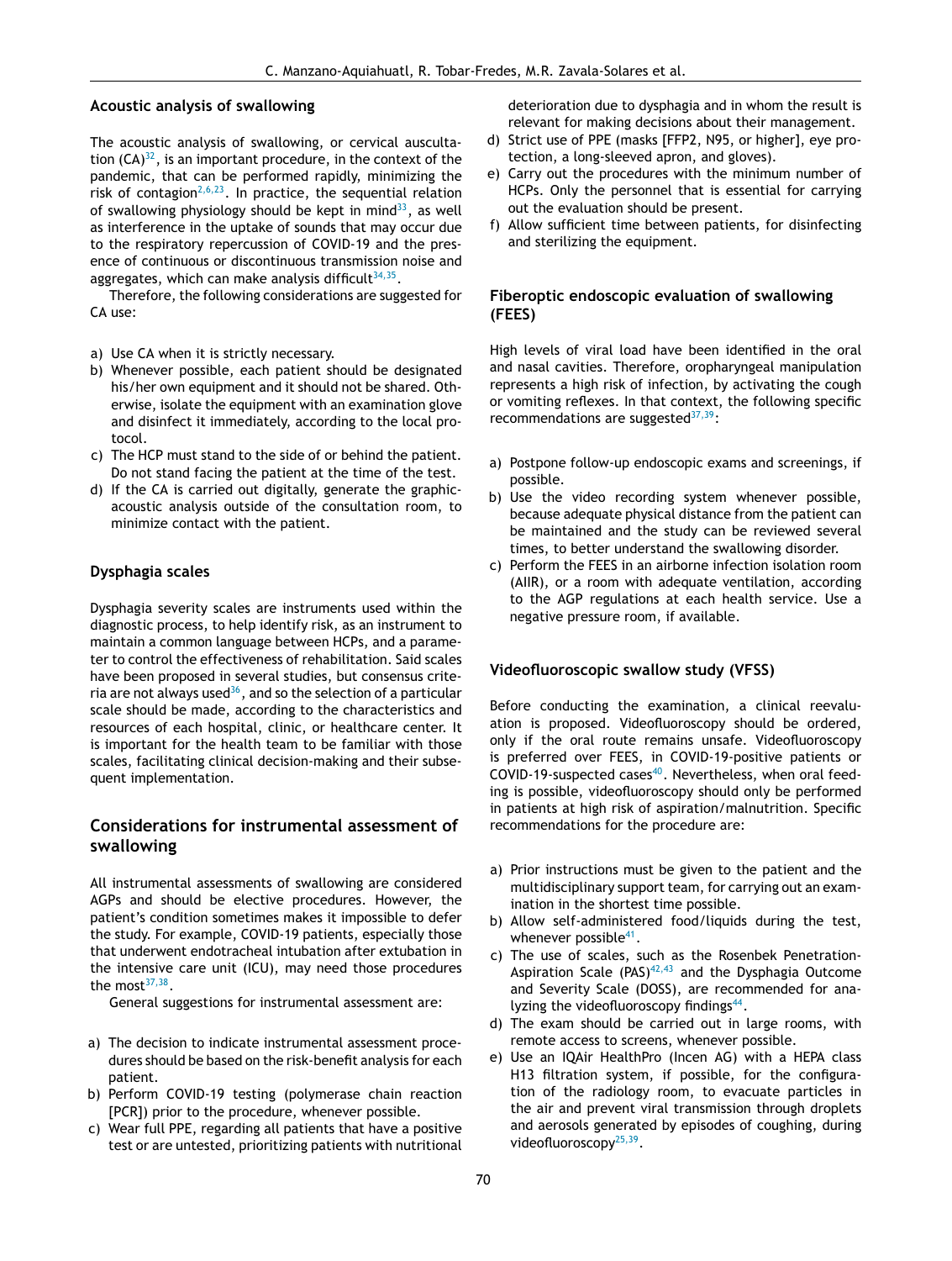## Acoustic analysis of swallowing

The acoustic analysis of swallowing, or cervical auscultation (CA)[32], is an important procedure, in the context of the pandemic, that can be performed rapidly, minimizing the risk of contagion[2,6,23]. In practice, the sequential relation of swallowing physiology should be kept in mind[33], as well as interference in the uptake of sounds that may occur due to the respiratory repercussion of COVID-19 and the presence of continuous or discontinuous transmission noise and aggregates, which can make analysis difficult[34,35].

Therefore, the following considerations are suggested for CA use:

a) Use CA when it is strictly necessary.
b) Whenever possible, each patient should be designated his/her own equipment and it should not be shared. Otherwise, isolate the equipment with an examination glove and disinfect it immediately, according to the local protocol.
c) The HCP must stand to the side of or behind the patient. Do not stand facing the patient at the time of the test.
d) If the CA is carried out digitally, generate the graphic-acoustic analysis outside of the consultation room, to minimize contact with the patient.

## Dysphagia scales

Dysphagia severity scales are instruments used within the diagnostic process, to help identify risk, as an instrument to maintain a common language between HCPs, and a parameter to control the effectiveness of rehabilitation. Said scales have been proposed in several studies, but consensus criteria are not always used[36], and so the selection of a particular scale should be made, according to the characteristics and resources of each hospital, clinic, or healthcare center. It is important for the health team to be familiar with those scales, facilitating clinical decision-making and their subsequent implementation.

## Considerations for instrumental assessment of swallowing

All instrumental assessments of swallowing are considered AGPs and should be elective procedures. However, the patient's condition sometimes makes it impossible to defer the study. For example, COVID-19 patients, especially those that underwent endotracheal intubation after extubation in the intensive care unit (ICU), may need those procedures the most[37,38].

General suggestions for instrumental assessment are:

a) The decision to indicate instrumental assessment procedures should be based on the risk-benefit analysis for each patient.
b) Perform COVID-19 testing (polymerase chain reaction [PCR]) prior to the procedure, whenever possible.
c) Wear full PPE, regarding all patients that have a positive test or are untested, prioritizing patients with nutritional deterioration due to dysphagia and in whom the result is relevant for making decisions about their management.
d) Strict use of PPE (masks [FFP2, N95, or higher], eye protection, a long-sleeved apron, and gloves).
e) Carry out the procedures with the minimum number of HCPs. Only the personnel that is essential for carrying out the evaluation should be present.
f) Allow sufficient time between patients, for disinfecting and sterilizing the equipment.

## Fiberoptic endoscopic evaluation of swallowing (FEES)

High levels of viral load have been identified in the oral and nasal cavities. Therefore, oropharyngeal manipulation represents a high risk of infection, by activating the cough or vomiting reflexes. In that context, the following specific recommendations are suggested[37,39]:

a) Postpone follow-up endoscopic exams and screenings, if possible.
b) Use the video recording system whenever possible, because adequate physical distance from the patient can be maintained and the study can be reviewed several times, to better understand the swallowing disorder.
c) Perform the FEES in an airborne infection isolation room (AIIR), or a room with adequate ventilation, according to the AGP regulations at each health service. Use a negative pressure room, if available.

## Videofluoroscopic swallow study (VFSS)

Before conducting the examination, a clinical reevaluation is proposed. Videofluoroscopy should be ordered, only if the oral route remains unsafe. Videofluoroscopy is preferred over FEES, in COVID-19-positive patients or COVID-19-suspected cases[40]. Nevertheless, when oral feeding is possible, videofluoroscopy should only be performed in patients at high risk of aspiration/malnutrition. Specific recommendations for the procedure are:

a) Prior instructions must be given to the patient and the multidisciplinary support team, for carrying out an examination in the shortest time possible.
b) Allow self-administered food/liquids during the test, whenever possible[41].
c) The use of scales, such as the Rosenbek Penetration-Aspiration Scale (PAS)[42,43] and the Dysphagia Outcome and Severity Scale (DOSS), are recommended for analyzing the videofluoroscopy findings[44].
d) The exam should be carried out in large rooms, with remote access to screens, whenever possible.
e) Use an IQAir HealthPro (Incen AG) with a HEPA class H13 filtration system, if possible, for the configuration of the radiology room, to evacuate particles in the air and prevent viral transmission through droplets and aerosols generated by episodes of coughing, during videofluoroscopy[25,39].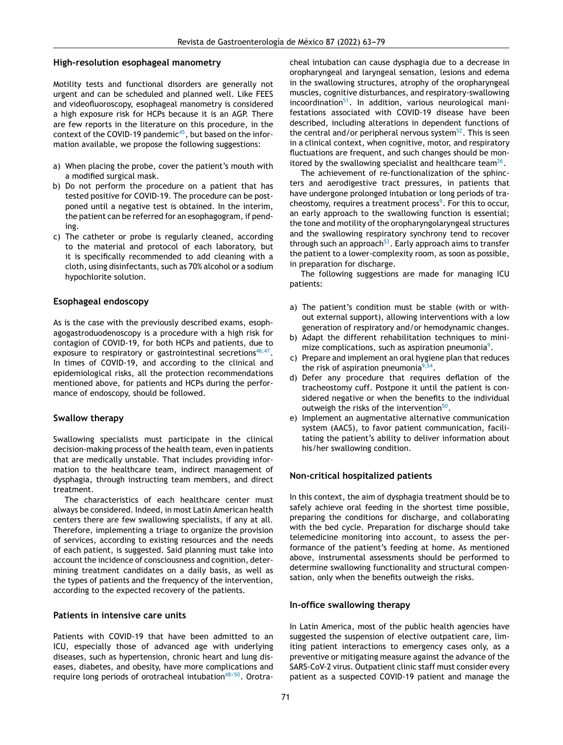## High-resolution esophageal manometry

Motility tests and functional disorders are generally not urgent and can be scheduled and planned well. Like FEES and videofluoroscopy, esophageal manometry is considered a high exposure risk for HCPs because it is an AGP. There are few reports in the literature on this procedure, in the context of the COVID-19 pandemic[45], but based on the information available, we propose the following suggestions:

a) When placing the probe, cover the patient's mouth with a modified surgical mask.
b) Do not perform the procedure on a patient that has tested positive for COVID-19. The procedure can be postponed until a negative test is obtained. In the interim, the patient can be referred for an esophagogram, if pending.
c) The catheter or probe is regularly cleaned, according to the material and protocol of each laboratory, but it is specifically recommended to add cleaning with a cloth, using disinfectants, such as 70% alcohol or a sodium hypochlorite solution.

## Esophageal endoscopy

As is the case with the previously described exams, esophagogastroduodenoscopy is a procedure with a high risk for contagion of COVID-19, for both HCPs and patients, due to exposure to respiratory or gastrointestinal secretions[46,47]. In times of COVID-19, and according to the clinical and epidemiological risks, all the protection recommendations mentioned above, for patients and HCPs during the performance of endoscopy, should be followed.

## Swallow therapy

Swallowing specialists must participate in the clinical decision-making process of the health team, even in patients that are medically unstable. That includes providing information to the healthcare team, indirect management of dysphagia, through instructing team members, and direct treatment.

The characteristics of each healthcare center must always be considered. Indeed, in most Latin American health centers there are few swallowing specialists, if any at all. Therefore, implementing a triage to organize the provision of services, according to existing resources and the needs of each patient, is suggested. Said planning must take into account the incidence of consciousness and cognition, determining treatment candidates on a daily basis, as well as the types of patients and the frequency of the intervention, according to the expected recovery of the patients.

## Patients in intensive care units

Patients with COVID-19 that have been admitted to an ICU, especially those of advanced age with underlying diseases, such as hypertension, chronic heart and lung diseases, diabetes, and obesity, have more complications and require long periods of orotracheal intubation[48–50]. Orotracheal intubation can cause dysphagia due to a decrease in oropharyngeal and laryngeal sensation, lesions and edema in the swallowing structures, atrophy of the oropharyngeal muscles, cognitive disturbances, and respiratory-swallowing incoordination[51]. In addition, various neurological manifestations associated with COVID-19 disease have been described, including alterations in dependent functions of the central and/or peripheral nervous system[52]. This is seen in a clinical context, when cognitive, motor, and respiratory fluctuations are frequent, and such changes should be monitored by the swallowing specialist and healthcare team[26].

The achievement of re-functionalization of the sphincters and aerodigestive tract pressures, in patients that have undergone prolonged intubation or long periods of tracheostomy, requires a treatment process[9]. For this to occur, an early approach to the swallowing function is essential; the tone and motility of the oropharyngolaryngeal structures and the swallowing respiratory synchrony tend to recover through such an approach[53]. Early approach aims to transfer the patient to a lower-complexity room, as soon as possible, in preparation for discharge.

The following suggestions are made for managing ICU patients:

a) The patient's condition must be stable (with or without external support), allowing interventions with a low generation of respiratory and/or hemodynamic changes.
b) Adapt the different rehabilitation techniques to minimize complications, such as aspiration pneumonia[9].
c) Prepare and implement an oral hygiene plan that reduces the risk of aspiration pneumonia[9,54].
d) Defer any procedure that requires deflation of the tracheostomy cuff. Postpone it until the patient is considered negative or when the benefits to the individual outweigh the risks of the intervention[50].
e) Implement an augmentative alternative communication system (AACS), to favor patient communication, facilitating the patient's ability to deliver information about his/her swallowing condition.

## Non-critical hospitalized patients

In this context, the aim of dysphagia treatment should be to safely achieve oral feeding in the shortest time possible, preparing the conditions for discharge, and collaborating with the bed cycle. Preparation for discharge should take telemedicine monitoring into account, to assess the performance of the patient's feeding at home. As mentioned above, instrumental assessments should be performed to determine swallowing functionality and structural compensation, only when the benefits outweigh the risks.

## In-office swallowing therapy

In Latin America, most of the public health agencies have suggested the suspension of elective outpatient care, limiting patient interactions to emergency cases only, as a preventive or mitigating measure against the advance of the SARS-CoV-2 virus. Outpatient clinic staff must consider every patient as a suspected COVID-19 patient and manage the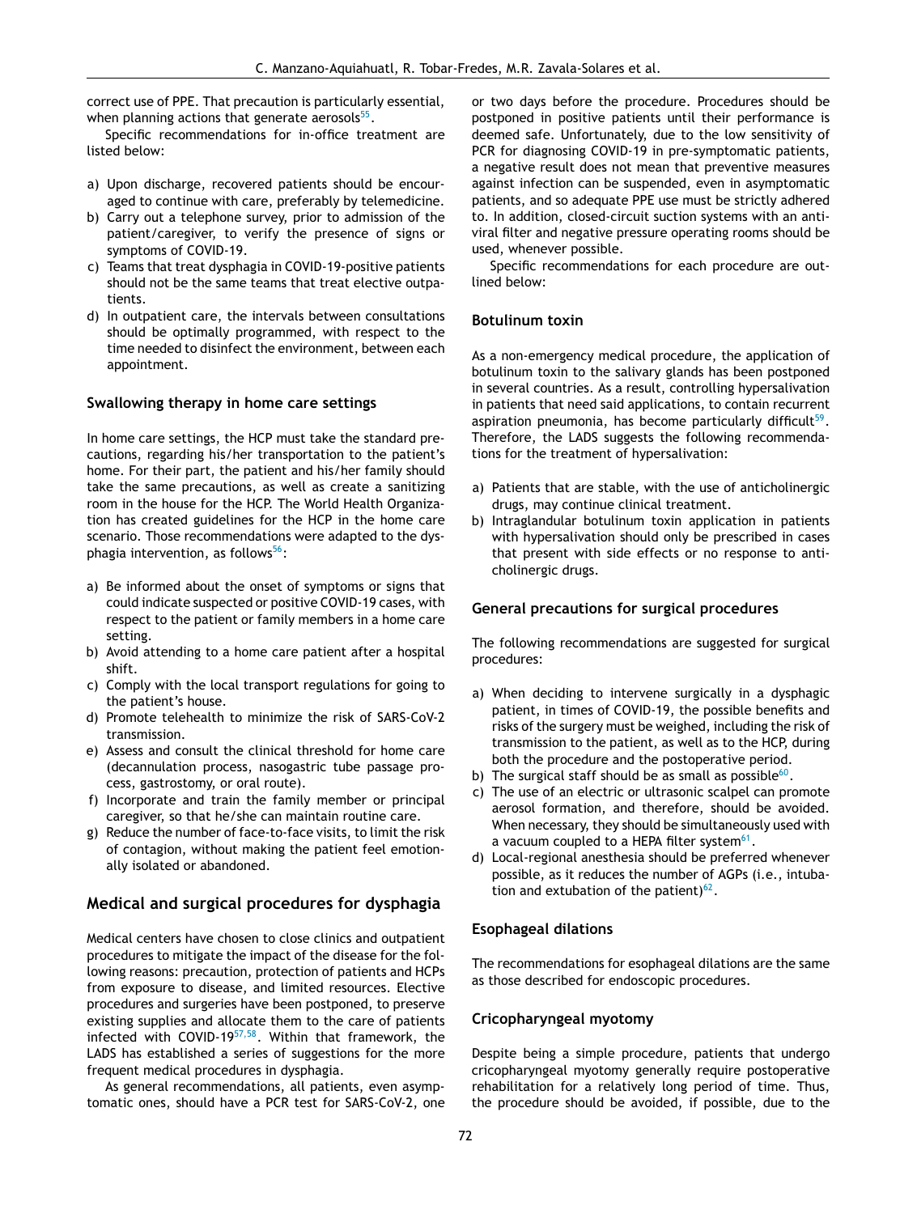correct use of PPE. That precaution is particularly essential, when planning actions that generate aerosols[55].

Specific recommendations for in-office treatment are listed below:

a) Upon discharge, recovered patients should be encouraged to continue with care, preferably by telemedicine.
b) Carry out a telephone survey, prior to admission of the patient/caregiver, to verify the presence of signs or symptoms of COVID-19.
c) Teams that treat dysphagia in COVID-19-positive patients should not be the same teams that treat elective outpatients.
d) In outpatient care, the intervals between consultations should be optimally programmed, with respect to the time needed to disinfect the environment, between each appointment.

### Swallowing therapy in home care settings

In home care settings, the HCP must take the standard precautions, regarding his/her transportation to the patient's home. For their part, the patient and his/her family should take the same precautions, as well as create a sanitizing room in the house for the HCP. The World Health Organization has created guidelines for the HCP in the home care scenario. Those recommendations were adapted to the dysphagia intervention, as follows[56]:

a) Be informed about the onset of symptoms or signs that could indicate suspected or positive COVID-19 cases, with respect to the patient or family members in a home care setting.
b) Avoid attending to a home care patient after a hospital shift.
c) Comply with the local transport regulations for going to the patient's house.
d) Promote telehealth to minimize the risk of SARS-CoV-2 transmission.
e) Assess and consult the clinical threshold for home care (decannulation process, nasogastric tube passage process, gastrostomy, or oral route).
f) Incorporate and train the family member or principal caregiver, so that he/she can maintain routine care.
g) Reduce the number of face-to-face visits, to limit the risk of contagion, without making the patient feel emotionally isolated or abandoned.

## Medical and surgical procedures for dysphagia

Medical centers have chosen to close clinics and outpatient procedures to mitigate the impact of the disease for the following reasons: precaution, protection of patients and HCPs from exposure to disease, and limited resources. Elective procedures and surgeries have been postponed, to preserve existing supplies and allocate them to the care of patients infected with COVID-19[57,58]. Within that framework, the LADS has established a series of suggestions for the more frequent medical procedures in dysphagia.

As general recommendations, all patients, even asymptomatic ones, should have a PCR test for SARS-CoV-2, one or two days before the procedure. Procedures should be postponed in positive patients until their performance is deemed safe. Unfortunately, due to the low sensitivity of PCR for diagnosing COVID-19 in pre-symptomatic patients, a negative result does not mean that preventive measures against infection can be suspended, even in asymptomatic patients, and so adequate PPE use must be strictly adhered to. In addition, closed-circuit suction systems with an antiviral filter and negative pressure operating rooms should be used, whenever possible.

Specific recommendations for each procedure are outlined below:

### Botulinum toxin

As a non-emergency medical procedure, the application of botulinum toxin to the salivary glands has been postponed in several countries. As a result, controlling hypersalivation in patients that need said applications, to contain recurrent aspiration pneumonia, has become particularly difficult[59]. Therefore, the LADS suggests the following recommendations for the treatment of hypersalivation:

a) Patients that are stable, with the use of anticholinergic drugs, may continue clinical treatment.
b) Intraglandular botulinum toxin application in patients with hypersalivation should only be prescribed in cases that present with side effects or no response to anticholinergic drugs.

### General precautions for surgical procedures

The following recommendations are suggested for surgical procedures:

a) When deciding to intervene surgically in a dysphagic patient, in times of COVID-19, the possible benefits and risks of the surgery must be weighed, including the risk of transmission to the patient, as well as to the HCP, during both the procedure and the postoperative period.
b) The surgical staff should be as small as possible[60].
c) The use of an electric or ultrasonic scalpel can promote aerosol formation, and therefore, should be avoided. When necessary, they should be simultaneously used with a vacuum coupled to a HEPA filter system[61].
d) Local-regional anesthesia should be preferred whenever possible, as it reduces the number of AGPs (i.e., intubation and extubation of the patient)[62].

### Esophageal dilations

The recommendations for esophageal dilations are the same as those described for endoscopic procedures.

### Cricopharyngeal myotomy

Despite being a simple procedure, patients that undergo cricopharyngeal myotomy generally require postoperative rehabilitation for a relatively long period of time. Thus, the procedure should be avoided, if possible, due to the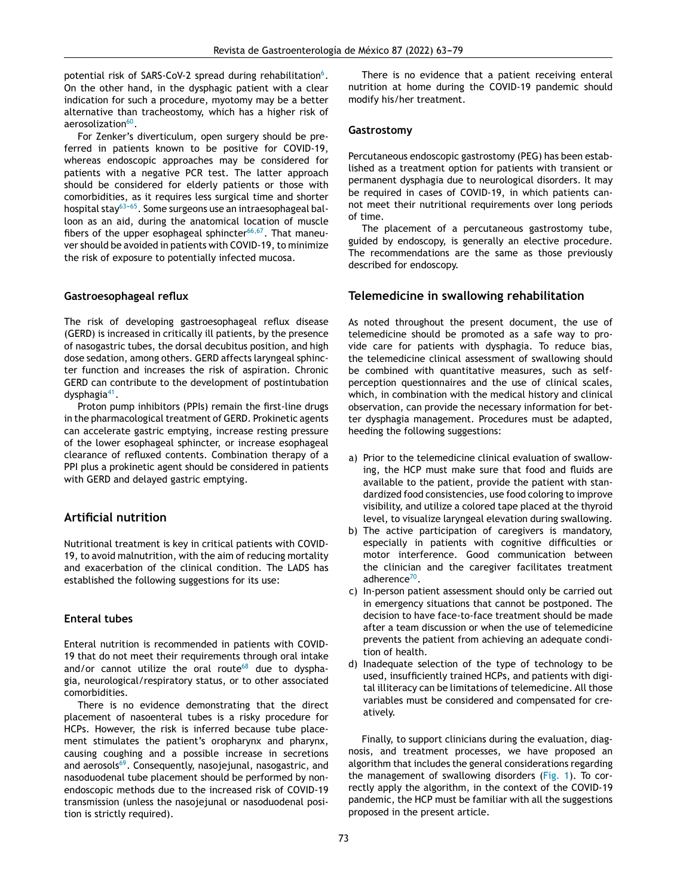potential risk of SARS-CoV-2 spread during rehabilitation[6]. On the other hand, in the dysphagic patient with a clear indication for such a procedure, myotomy may be a better alternative than tracheostomy, which has a higher risk of aerosolization[60].

For Zenker's diverticulum, open surgery should be preferred in patients known to be positive for COVID-19, whereas endoscopic approaches may be considered for patients with a negative PCR test. The latter approach should be considered for elderly patients or those with comorbidities, as it requires less surgical time and shorter hospital stay[63–65]. Some surgeons use an intraesophageal balloon as an aid, during the anatomical location of muscle fibers of the upper esophageal sphincter[66,67]. That maneuver should be avoided in patients with COVID-19, to minimize the risk of exposure to potentially infected mucosa.

### Gastroesophageal reflux

The risk of developing gastroesophageal reflux disease (GERD) is increased in critically ill patients, by the presence of nasogastric tubes, the dorsal decubitus position, and high dose sedation, among others. GERD affects laryngeal sphincter function and increases the risk of aspiration. Chronic GERD can contribute to the development of postintubation dysphagia[41].

Proton pump inhibitors (PPIs) remain the first-line drugs in the pharmacological treatment of GERD. Prokinetic agents can accelerate gastric emptying, increase resting pressure of the lower esophageal sphincter, or increase esophageal clearance of refluxed contents. Combination therapy of a PPI plus a prokinetic agent should be considered in patients with GERD and delayed gastric emptying.

## Artificial nutrition

Nutritional treatment is key in critical patients with COVID-19, to avoid malnutrition, with the aim of reducing mortality and exacerbation of the clinical condition. The LADS has established the following suggestions for its use:

### Enteral tubes

Enteral nutrition is recommended in patients with COVID-19 that do not meet their requirements through oral intake and/or cannot utilize the oral route[68] due to dysphagia, neurological/respiratory status, or to other associated comorbidities.

There is no evidence demonstrating that the direct placement of nasoenteral tubes is a risky procedure for HCPs. However, the risk is inferred because tube placement stimulates the patient's oropharynx and pharynx, causing coughing and a possible increase in secretions and aerosols[69]. Consequently, nasojejunal, nasogastric, and nasoduodenal tube placement should be performed by non-endoscopic methods due to the increased risk of COVID-19 transmission (unless the nasojejunal or nasoduodenal position is strictly required).

There is no evidence that a patient receiving enteral nutrition at home during the COVID-19 pandemic should modify his/her treatment.

### Gastrostomy

Percutaneous endoscopic gastrostomy (PEG) has been established as a treatment option for patients with transient or permanent dysphagia due to neurological disorders. It may be required in cases of COVID-19, in which patients cannot meet their nutritional requirements over long periods of time.

The placement of a percutaneous gastrostomy tube, guided by endoscopy, is generally an elective procedure. The recommendations are the same as those previously described for endoscopy.

## Telemedicine in swallowing rehabilitation

As noted throughout the present document, the use of telemedicine should be promoted as a safe way to provide care for patients with dysphagia. To reduce bias, the telemedicine clinical assessment of swallowing should be combined with quantitative measures, such as self-perception questionnaires and the use of clinical scales, which, in combination with the medical history and clinical observation, can provide the necessary information for better dysphagia management. Procedures must be adapted, heeding the following suggestions:

a) Prior to the telemedicine clinical evaluation of swallowing, the HCP must make sure that food and fluids are available to the patient, provide the patient with standardized food consistencies, use food coloring to improve visibility, and utilize a colored tape placed at the thyroid level, to visualize laryngeal elevation during swallowing.
b) The active participation of caregivers is mandatory, especially in patients with cognitive difficulties or motor interference. Good communication between the clinician and the caregiver facilitates treatment adherence[70].
c) In-person patient assessment should only be carried out in emergency situations that cannot be postponed. The decision to have face-to-face treatment should be made after a team discussion or when the use of telemedicine prevents the patient from achieving an adequate condition of health.
d) Inadequate selection of the type of technology to be used, insufficiently trained HCPs, and patients with digital illiteracy can be limitations of telemedicine. All those variables must be considered and compensated for creatively.

Finally, to support clinicians during the evaluation, diagnosis, and treatment processes, we have proposed an algorithm that includes the general considerations regarding the management of swallowing disorders (Fig. 1). To correctly apply the algorithm, in the context of the COVID-19 pandemic, the HCP must be familiar with all the suggestions proposed in the present article.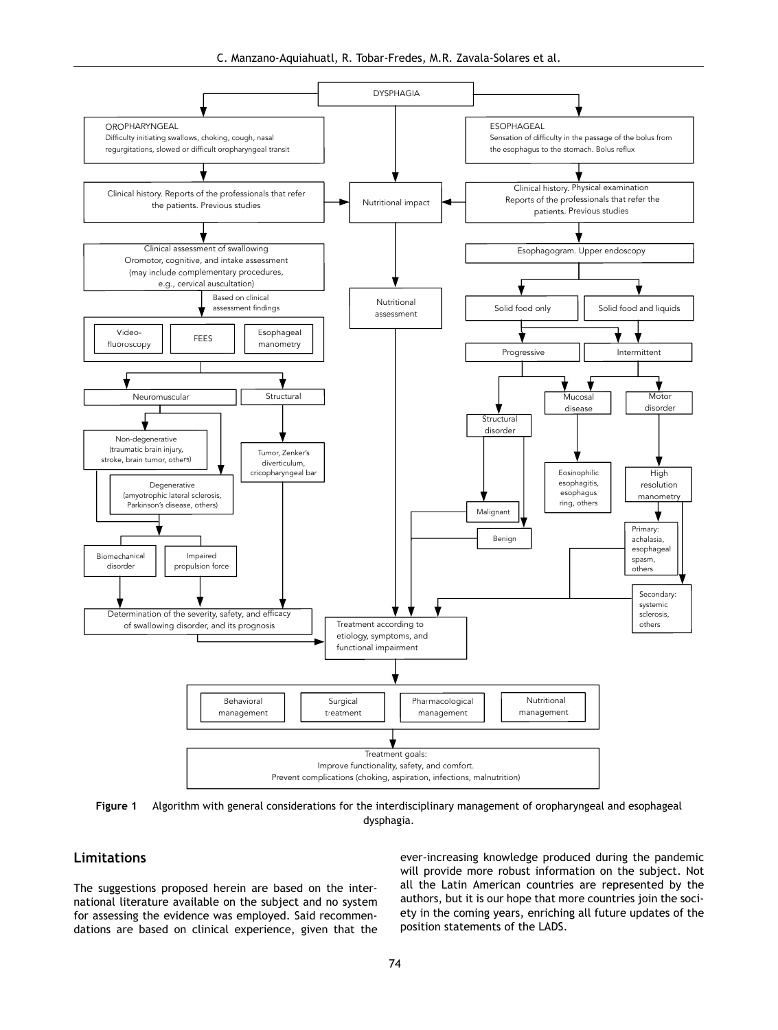DYSPHAGIA

OROPHARYNGEAL
Difficulty initiating swallows, choking, cough, nasal regurgitations, slowed or difficult oropharyngeal transit

ESOPHAGEAL
Sensation of difficulty in the passage of the bolus from the esophagus to the stomach. Bolus reflux

Clinical history. Reports of the professionals that refer the patients. Previous studies

Nutritional impact

Clinical history. Physical examination
Reports of the professionals that refer the patients. Previous studies

Clinical assessment of swallowing
Oromotor, cognitive, and intake assessment
(may include complementary procedures, e.g., cervical auscultation)

Esophagogram. Upper endoscopy

Based on clinical assessment findings

Nutritional assessment

Solid food only

Solid food and liquids

Video-fluoroscopy

FEES

Esophageal manometry

Progressive

Intermittent

Neuromuscular

Structural

Mucosal disease

Motor disorder

Structural disorder

Non-degenerative
(traumatic brain injury, stroke, brain tumor, others)

Tumor, Zenker's diverticulum, cricopharyngeal bar

Eosinophilic esophagitis, esophagus ring, others

High resolution manometry

Degenerative
(amyotrophic lateral sclerosis, Parkinson's disease, others)

Malignant

Benign

Primary: achalasia, esophageal spasm, others

Biomechanical disorder

Impaired propulsion force

Secondary: systemic sclerosis, others

Determination of the severity, safety, and efficacy of swallowing disorder, and its prognosis

Treatment according to etiology, symptoms, and functional impairment

Behavioral management

Surgical treatment

Pharmacological management

Nutritional management

Treatment goals:
Improve functionality, safety, and comfort.
Prevent complications (choking, aspiration, infections, malnutrition)

**Figure 1** Algorithm with general considerations for the interdisciplinary management of oropharyngeal and esophageal dysphagia.

## Limitations

The suggestions proposed herein are based on the international literature available on the subject and no system for assessing the evidence was employed. Said recommendations are based on clinical experience, given that the ever-increasing knowledge produced during the pandemic will provide more robust information on the subject. Not all the Latin American countries are represented by the authors, but it is our hope that more countries join the society in the coming years, enriching all future updates of the position statements of the LADS.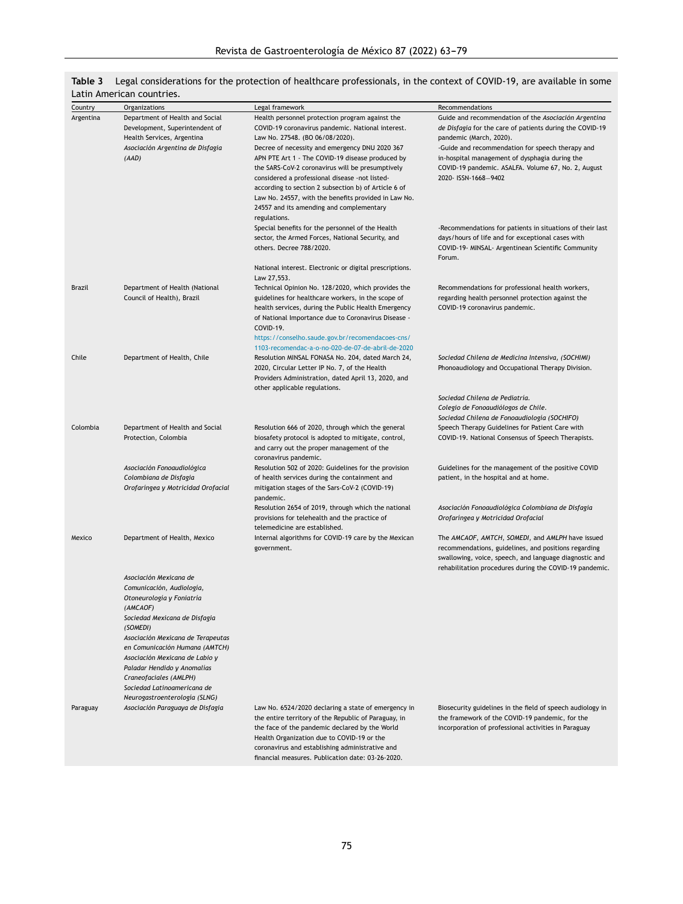**Table 3** Legal considerations for the protection of healthcare professionals, in the context of COVID-19, are available in some Latin American countries.

| Country | Organizations | Legal framework | Recommendations |
|---|---|---|---|
| Argentina | Department of Health and Social Development, Superintendent of Health Services, Argentina<br>*Asociación Argentina de Disfagia (AAD)* | Health personnel protection program against the COVID-19 coronavirus pandemic. National interest. Law No. 27548. (BO 06/08/2020).<br>Decree of necessity and emergency DNU 2020 367 APN PTE Art 1 - The COVID-19 disease produced by the SARS-CoV-2 coronavirus will be presumptively considered a professional disease -not listed- according to section 2 subsection b) of Article 6 of Law No. 24557, with the benefits provided in Law No. 24557 and its amending and complementary regulations. | Guide and recommendation of the *Asociación Argentina de Disfagia* for the care of patients during the COVID-19 pandemic (March, 2020).<br>-Guide and recommendation for speech therapy and in-hospital management of dysphagia during the COVID-19 pandemic. ASALFA. Volume 67, No. 2, August 2020- ISSN-1668−9402 |
| | | Special benefits for the personnel of the Health sector, the Armed Forces, National Security, and others. Decree 788/2020. | -Recommendations for patients in situations of their last days/hours of life and for exceptional cases with COVID-19- MINSAL- Argentinean Scientific Community Forum. |
| | | National interest. Electronic or digital prescriptions. Law 27,553. | |
| Brazil | Department of Health (National Council of Health), Brazil | Technical Opinion No. 128/2020, which provides the guidelines for healthcare workers, in the scope of health services, during the Public Health Emergency of National Importance due to Coronavirus Disease - COVID-19.<br>https://conselho.saude.gov.br/recomendacoes-cns/1103-recomendac-a-o-no-020-de-07-de-abril-de-2020 | Recommendations for professional health workers, regarding health personnel protection against the COVID-19 coronavirus pandemic. |
| Chile | Department of Health, Chile | Resolution MINSAL FONASA No. 204, dated March 24, 2020, Circular Letter IP No. 7, of the Health Providers Administration, dated April 13, 2020, and other applicable regulations. | *Sociedad Chilena de Medicina Intensiva, (SOCHIMI)* Phonoaudiology and Occupational Therapy Division. |
| | | | *Sociedad Chilena de Pediatría.*<br>*Colegio de Fonoaudiólogos de Chile.*<br>*Sociedad Chilena de Fonoaudiología (SOCHIFO)* |
| Colombia | Department of Health and Social Protection, Colombia | Resolution 666 of 2020, through which the general biosafety protocol is adopted to mitigate, control, and carry out the proper management of the coronavirus pandemic. | Speech Therapy Guidelines for Patient Care with COVID-19. National Consensus of Speech Therapists. |
| | *Asociación Fonoaudiológica Colombiana de Disfagia Orofaríngea y Motricidad Orofacial* | Resolution 502 of 2020: Guidelines for the provision of health services during the containment and mitigation stages of the Sars-CoV-2 (COVID-19) pandemic. | Guidelines for the management of the positive COVID patient, in the hospital and at home. |
| | | Resolution 2654 of 2019, through which the national provisions for telehealth and the practice of telemedicine are established. | *Asociación Fonoaudiológica Colombiana de Disfagia Orofaríngea y Motricidad Orofacial* |
| Mexico | Department of Health, Mexico | Internal algorithms for COVID-19 care by the Mexican government. | The *AMCAOF*, *AMTCH*, *SOMEDI*, and *AMLPH* have issued recommendations, guidelines, and positions regarding swallowing, voice, speech, and language diagnostic and rehabilitation procedures during the COVID-19 pandemic. |
| | *Asociación Mexicana de Comunicación, Audiología, Otoneurología y Foniatría (AMCAOF)*<br>*Sociedad Mexicana de Disfagia (SOMEDI)*<br>*Asociación Mexicana de Terapeutas en Comunicación Humana (AMTCH)*<br>*Asociación Mexicana de Labio y Paladar Hendido y Anomalías Craneofaciales (AMLPH)*<br>*Sociedad Latinoamericana de Neurogastroenterología (SLNG)* | | |
| Paraguay | *Asociación Paraguaya de Disfagia* | Law No. 6524/2020 declaring a state of emergency in the entire territory of the Republic of Paraguay, in the face of the pandemic declared by the World Health Organization due to COVID-19 or the coronavirus and establishing administrative and financial measures. Publication date: 03-26-2020. | Biosecurity guidelines in the field of speech audiology in the framework of the COVID-19 pandemic, for the incorporation of professional activities in Paraguay |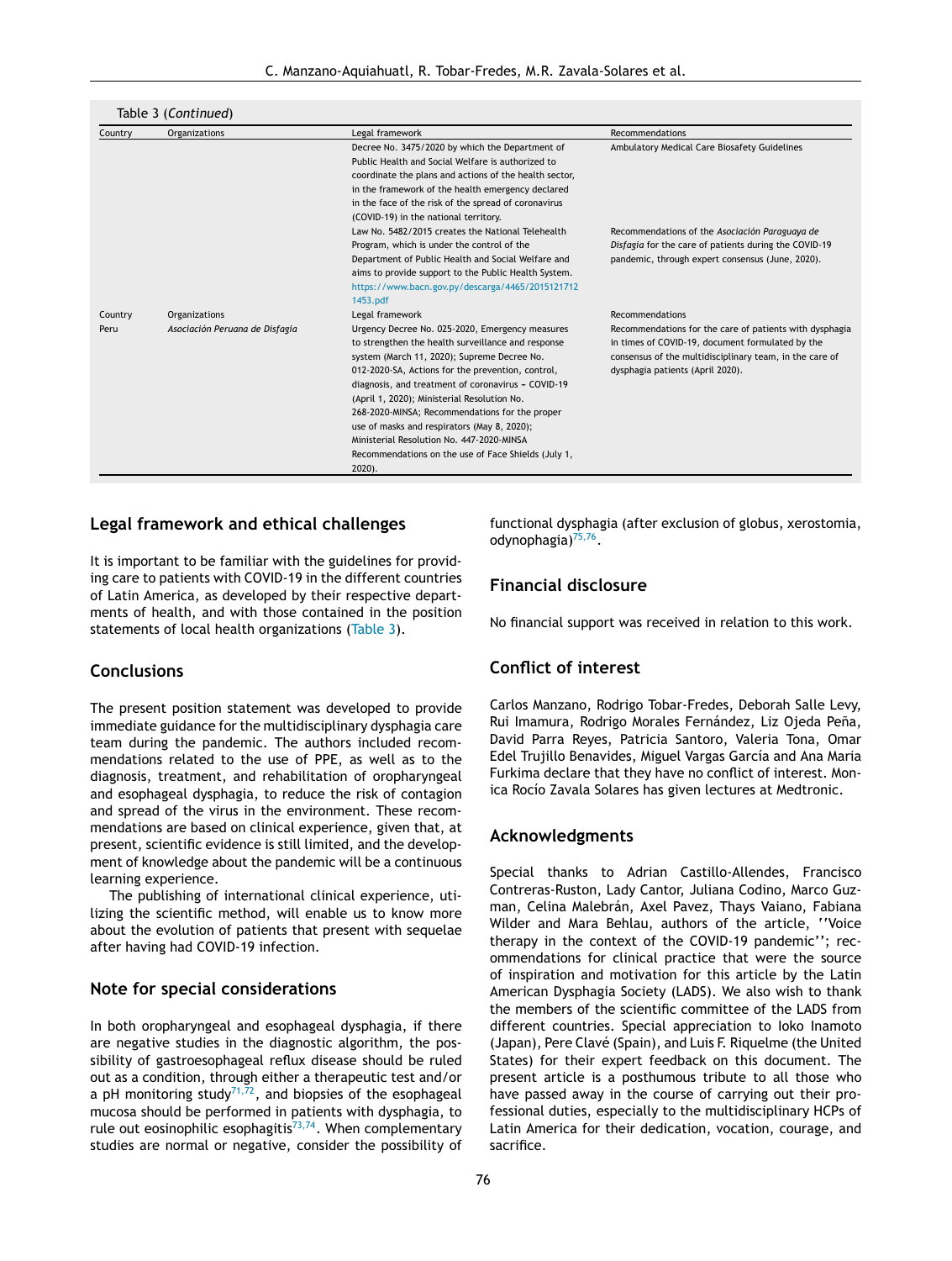Table 3 (*Continued*)

| Country | Organizations | Legal framework | Recommendations |
|---|---|---|---|
| | | Decree No. 3475/2020 by which the Department of Public Health and Social Welfare is authorized to coordinate the plans and actions of the health sector, in the framework of the health emergency declared in the face of the risk of the spread of coronavirus (COVID-19) in the national territory. | Ambulatory Medical Care Biosafety Guidelines |
| | | Law No. 5482/2015 creates the National Telehealth Program, which is under the control of the Department of Public Health and Social Welfare and aims to provide support to the Public Health System. https://www.bacn.gov.py/descarga/4465/20151217121453.pdf | Recommendations of the *Asociación Paraguaya de Disfagia* for the care of patients during the COVID-19 pandemic, through expert consensus (June, 2020). |
| Country | Organizations | Legal framework | Recommendations |
| Peru | *Asociación Peruana de Disfagia* | Urgency Decree No. 025-2020, Emergency measures to strengthen the health surveillance and response system (March 11, 2020); Supreme Decree No. 012-2020-SA, Actions for the prevention, control, diagnosis, and treatment of coronavirus – COVID-19 (April 1, 2020); Ministerial Resolution No. 268-2020-MINSA; Recommendations for the proper use of masks and respirators (May 8, 2020); Ministerial Resolution No. 447-2020-MINSA Recommendations on the use of Face Shields (July 1, 2020). | Recommendations for the care of patients with dysphagia in times of COVID-19, document formulated by the consensus of the multidisciplinary team, in the care of dysphagia patients (April 2020). |

## Legal framework and ethical challenges

It is important to be familiar with the guidelines for providing care to patients with COVID-19 in the different countries of Latin America, as developed by their respective departments of health, and with those contained in the position statements of local health organizations (Table 3).

## Conclusions

The present position statement was developed to provide immediate guidance for the multidisciplinary dysphagia care team during the pandemic. The authors included recommendations related to the use of PPE, as well as to the diagnosis, treatment, and rehabilitation of oropharyngeal and esophageal dysphagia, to reduce the risk of contagion and spread of the virus in the environment. These recommendations are based on clinical experience, given that, at present, scientific evidence is still limited, and the development of knowledge about the pandemic will be a continuous learning experience.

The publishing of international clinical experience, utilizing the scientific method, will enable us to know more about the evolution of patients that present with sequelae after having had COVID-19 infection.

## Note for special considerations

In both oropharyngeal and esophageal dysphagia, if there are negative studies in the diagnostic algorithm, the possibility of gastroesophageal reflux disease should be ruled out as a condition, through either a therapeutic test and/or a pH monitoring study[71,72], and biopsies of the esophageal mucosa should be performed in patients with dysphagia, to rule out eosinophilic esophagitis[73,74]. When complementary studies are normal or negative, consider the possibility of functional dysphagia (after exclusion of globus, xerostomia, odynophagia)[75,76].

## Financial disclosure

No financial support was received in relation to this work.

## Conflict of interest

Carlos Manzano, Rodrigo Tobar-Fredes, Deborah Salle Levy, Rui Imamura, Rodrigo Morales Fernández, Liz Ojeda Peña, David Parra Reyes, Patricia Santoro, Valeria Tona, Omar Edel Trujillo Benavides, Miguel Vargas García and Ana Maria Furkima declare that they have no conflict of interest. Monica Rocío Zavala Solares has given lectures at Medtronic.

## Acknowledgments

Special thanks to Adrian Castillo-Allendes, Francisco Contreras-Ruston, Lady Cantor, Juliana Codino, Marco Guzman, Celina Malebrán, Axel Pavez, Thays Vaiano, Fabiana Wilder and Mara Behlau, authors of the article, ''Voice therapy in the context of the COVID-19 pandemic''; recommendations for clinical practice that were the source of inspiration and motivation for this article by the Latin American Dysphagia Society (LADS). We also wish to thank the members of the scientific committee of the LADS from different countries. Special appreciation to Ioko Inamoto (Japan), Pere Clavé (Spain), and Luis F. Riquelme (the United States) for their expert feedback on this document. The present article is a posthumous tribute to all those who have passed away in the course of carrying out their professional duties, especially to the multidisciplinary HCPs of Latin America for their dedication, vocation, courage, and sacrifice.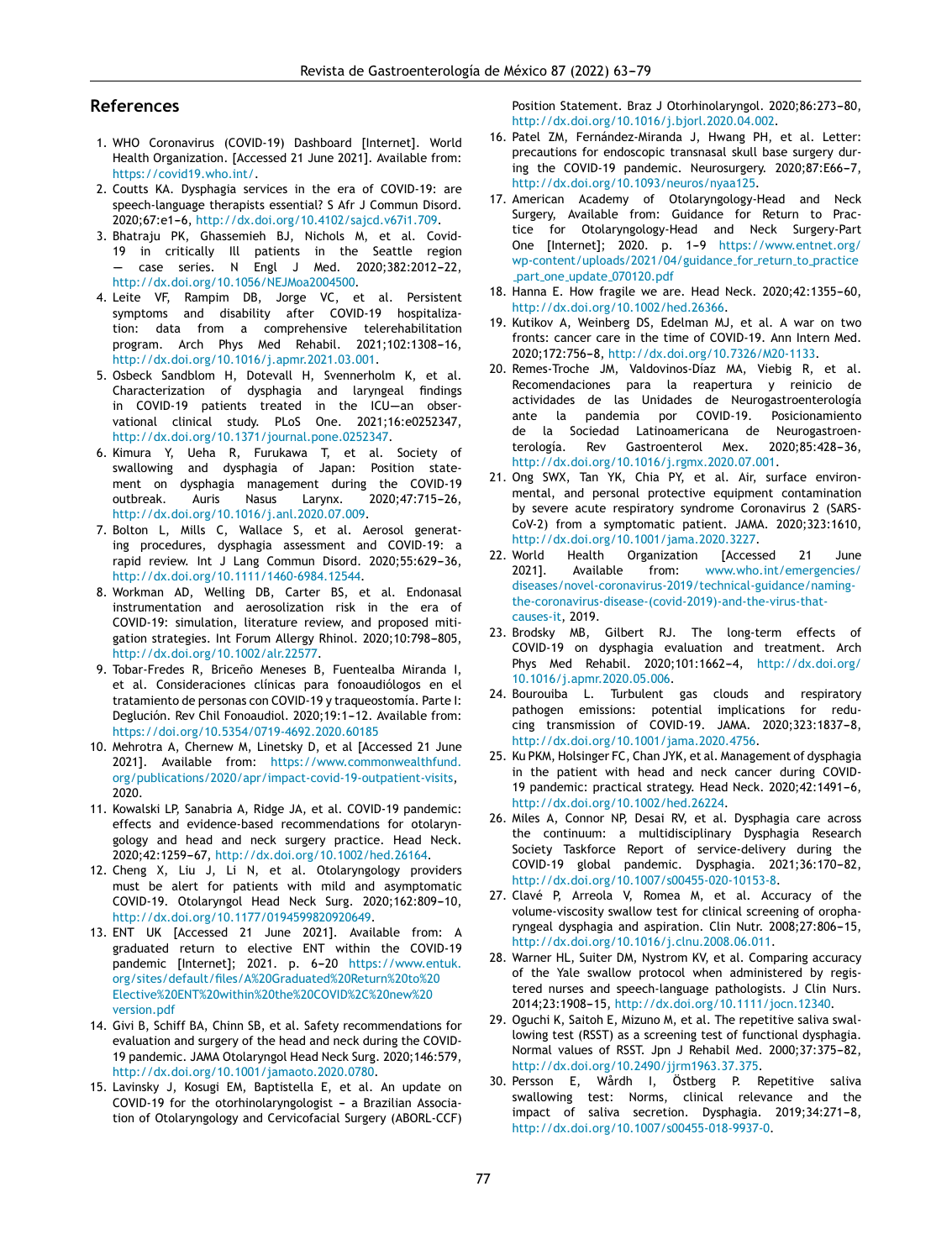## References

1. WHO Coronavirus (COVID-19) Dashboard [Internet]. World Health Organization. [Accessed 21 June 2021]. Available from: https://covid19.who.int/.
2. Coutts KA. Dysphagia services in the era of COVID-19: are speech-language therapists essential? S Afr J Commun Disord. 2020;67:e1–6, http://dx.doi.org/10.4102/sajcd.v67i1.709.
3. Bhatraju PK, Ghassemieh BJ, Nichols M, et al. Covid-19 in critically Ill patients in the Seattle region — case series. N Engl J Med. 2020;382:2012–22, http://dx.doi.org/10.1056/NEJMoa2004500.
4. Leite VF, Rampim DB, Jorge VC, et al. Persistent symptoms and disability after COVID-19 hospitalization: data from a comprehensive telerehabilitation program. Arch Phys Med Rehabil. 2021;102:1308–16, http://dx.doi.org/10.1016/j.apmr.2021.03.001.
5. Osbeck Sandblom H, Dotevall H, Svennerholm K, et al. Characterization of dysphagia and laryngeal findings in COVID-19 patients treated in the ICU—an observational clinical study. PLoS One. 2021;16:e0252347, http://dx.doi.org/10.1371/journal.pone.0252347.
6. Kimura Y, Ueha R, Furukawa T, et al. Society of swallowing and dysphagia of Japan: Position statement on dysphagia management during the COVID-19 outbreak. Auris Nasus Larynx. 2020;47:715–26, http://dx.doi.org/10.1016/j.anl.2020.07.009.
7. Bolton L, Mills C, Wallace S, et al. Aerosol generating procedures, dysphagia assessment and COVID-19: a rapid review. Int J Lang Commun Disord. 2020;55:629–36, http://dx.doi.org/10.1111/1460-6984.12544.
8. Workman AD, Welling DB, Carter BS, et al. Endonasal instrumentation and aerosolization risk in the era of COVID-19: simulation, literature review, and proposed mitigation strategies. Int Forum Allergy Rhinol. 2020;10:798–805, http://dx.doi.org/10.1002/alr.22577.
9. Tobar-Fredes R, Briceño Meneses B, Fuentealba Miranda I, et al. Consideraciones clínicas para fonoaudiólogos en el tratamiento de personas con COVID-19 y traqueostomía. Parte I: Deglución. Rev Chil Fonoaudiol. 2020;19:1–12. Available from: https://doi.org/10.5354/0719-4692.2020.60185
10. Mehrotra A, Chernew M, Linetsky D, et al [Accessed 21 June 2021]. Available from: https://www.commonwealthfund.org/publications/2020/apr/impact-covid-19-outpatient-visits, 2020.
11. Kowalski LP, Sanabria A, Ridge JA, et al. COVID-19 pandemic: effects and evidence-based recommendations for otolaryngology and head and neck surgery practice. Head Neck. 2020;42:1259–67, http://dx.doi.org/10.1002/hed.26164.
12. Cheng X, Liu J, Li N, et al. Otolaryngology providers must be alert for patients with mild and asymptomatic COVID-19. Otolaryngol Head Neck Surg. 2020;162:809–10, http://dx.doi.org/10.1177/0194599820920649.
13. ENT UK [Accessed 21 June 2021]. Available from: A graduated return to elective ENT within the COVID-19 pandemic [Internet]; 2021. p. 6–20 https://www.entuk.org/sites/default/files/A%20Graduated%20Return%20to%20Elective%20ENT%20within%20the%20COVID%2C%20new%20version.pdf
14. Givi B, Schiff BA, Chinn SB, et al. Safety recommendations for evaluation and surgery of the head and neck during the COVID-19 pandemic. JAMA Otolaryngol Head Neck Surg. 2020;146:579, http://dx.doi.org/10.1001/jamaoto.2020.0780.
15. Lavinsky J, Kosugi EM, Baptistella E, et al. An update on COVID-19 for the otorhinolaryngologist – a Brazilian Association of Otolaryngology and Cervicofacial Surgery (ABORL-CCF) Position Statement. Braz J Otorhinolaryngol. 2020;86:273–80, http://dx.doi.org/10.1016/j.bjorl.2020.04.002.
16. Patel ZM, Fernández-Miranda J, Hwang PH, et al. Letter: precautions for endoscopic transnasal skull base surgery during the COVID-19 pandemic. Neurosurgery. 2020;87:E66–7, http://dx.doi.org/10.1093/neuros/nyaa125.
17. American Academy of Otolaryngology-Head and Neck Surgery, Available from: Guidance for Return to Practice for Otolaryngology-Head and Neck Surgery-Part One [Internet]; 2020. p. 1–9 https://www.entnet.org/wp-content/uploads/2021/04/guidance_for_return_to_practice_part_one_update_070120.pdf
18. Hanna E. How fragile we are. Head Neck. 2020;42:1355–60, http://dx.doi.org/10.1002/hed.26366.
19. Kutikov A, Weinberg DS, Edelman MJ, et al. A war on two fronts: cancer care in the time of COVID-19. Ann Intern Med. 2020;172:756–8, http://dx.doi.org/10.7326/M20-1133.
20. Remes-Troche JM, Valdovinos-Díaz MA, Viebig R, et al. Recomendaciones para la reapertura y reinicio de actividades de las Unidades de Neurogastroenterología ante la pandemia por COVID-19. Posicionamiento de la Sociedad Latinoamericana de Neurogastroenterología. Rev Gastroenterol Mex. 2020;85:428–36, http://dx.doi.org/10.1016/j.rgmx.2020.07.001.
21. Ong SWX, Tan YK, Chia PY, et al. Air, surface environmental, and personal protective equipment contamination by severe acute respiratory syndrome Coronavirus 2 (SARS-CoV-2) from a symptomatic patient. JAMA. 2020;323:1610, http://dx.doi.org/10.1001/jama.2020.3227.
22. World Health Organization [Accessed 21 June 2021]. Available from: www.who.int/emergencies/diseases/novel-coronavirus-2019/technical-guidance/naming-the-coronavirus-disease-(covid-2019)-and-the-virus-that-causes-it, 2019.
23. Brodsky MB, Gilbert RJ. The long-term effects of COVID-19 on dysphagia evaluation and treatment. Arch Phys Med Rehabil. 2020;101:1662–4, http://dx.doi.org/10.1016/j.apmr.2020.05.006.
24. Bourouiba L. Turbulent gas clouds and respiratory pathogen emissions: potential implications for reducing transmission of COVID-19. JAMA. 2020;323:1837–8, http://dx.doi.org/10.1001/jama.2020.4756.
25. Ku PKM, Holsinger FC, Chan JYK, et al. Management of dysphagia in the patient with head and neck cancer during COVID-19 pandemic: practical strategy. Head Neck. 2020;42:1491–6, http://dx.doi.org/10.1002/hed.26224.
26. Miles A, Connor NP, Desai RV, et al. Dysphagia care across the continuum: a multidisciplinary Dysphagia Research Society Taskforce Report of service-delivery during the COVID-19 global pandemic. Dysphagia. 2021;36:170–82, http://dx.doi.org/10.1007/s00455-020-10153-8.
27. Clavé P, Arreola V, Romea M, et al. Accuracy of the volume-viscosity swallow test for clinical screening of oropharyngeal dysphagia and aspiration. Clin Nutr. 2008;27:806–15, http://dx.doi.org/10.1016/j.clnu.2008.06.011.
28. Warner HL, Suiter DM, Nystrom KV, et al. Comparing accuracy of the Yale swallow protocol when administered by registered nurses and speech-language pathologists. J Clin Nurs. 2014;23:1908–15, http://dx.doi.org/10.1111/jocn.12340.
29. Oguchi K, Saitoh E, Mizuno M, et al. The repetitive saliva swallowing test (RSST) as a screening test of functional dysphagia. Normal values of RSST. Jpn J Rehabil Med. 2000;37:375–82, http://dx.doi.org/10.2490/jjrm1963.37.375.
30. Persson E, Wårdh I, Östberg P. Repetitive saliva swallowing test: Norms, clinical relevance and the impact of saliva secretion. Dysphagia. 2019;34:271–8, http://dx.doi.org/10.1007/s00455-018-9937-0.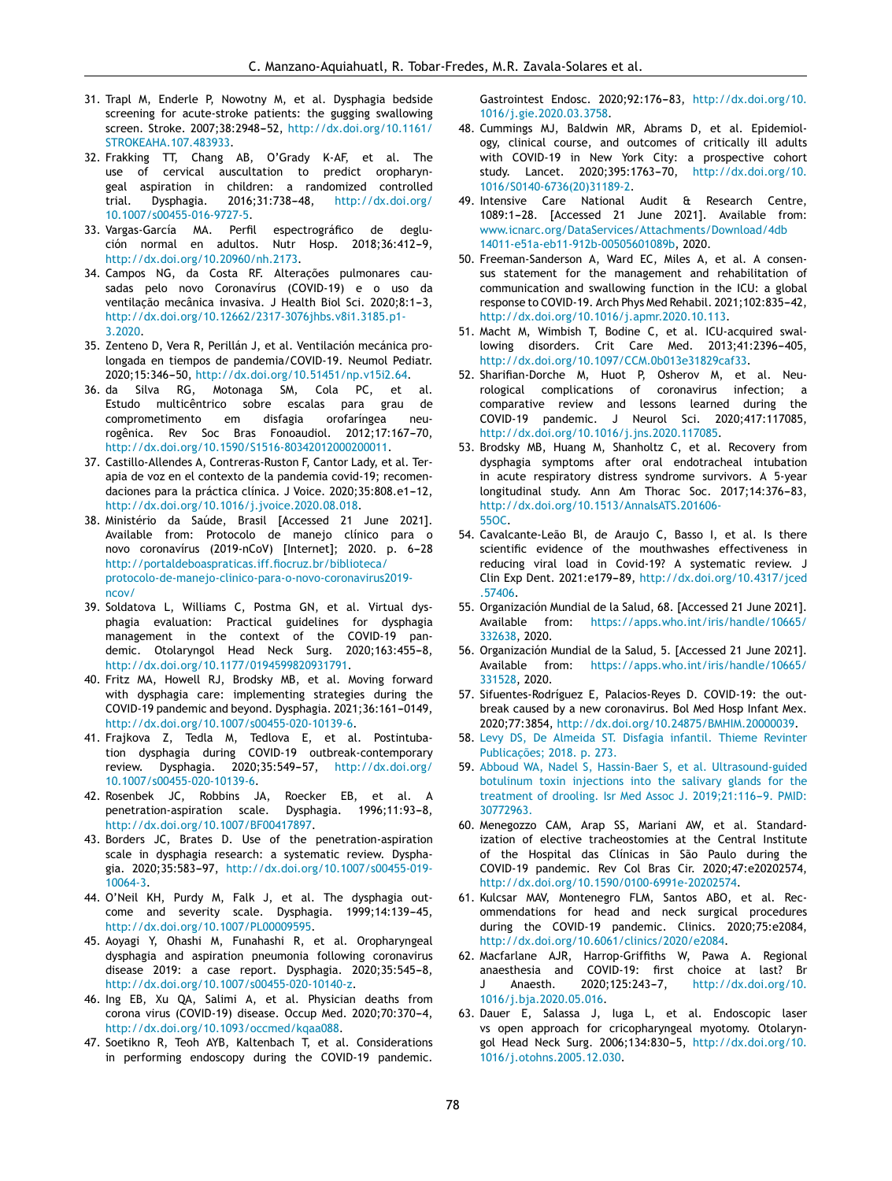31. Trapl M, Enderle P, Nowotny M, et al. Dysphagia bedside screening for acute-stroke patients: the gugging swallowing screen. Stroke. 2007;38:2948–52, http://dx.doi.org/10.1161/STROKEAHA.107.483933.
32. Frakking TT, Chang AB, O'Grady K-AF, et al. The use of cervical auscultation to predict oropharyngeal aspiration in children: a randomized controlled trial. Dysphagia. 2016;31:738–48, http://dx.doi.org/10.1007/s00455-016-9727-5.
33. Vargas-García MA. Perfil espectrográfico de deglución normal en adultos. Nutr Hosp. 2018;36:412–9, http://dx.doi.org/10.20960/nh.2173.
34. Campos NG, da Costa RF. Alterações pulmonares causadas pelo novo Coronavírus (COVID-19) e o uso da ventilação mecânica invasiva. J Health Biol Sci. 2020;8:1–3, http://dx.doi.org/10.12662/2317-3076jhbs.v8i1.3185.p1-3.2020.
35. Zenteno D, Vera R, Perillán J, et al. Ventilación mecánica prolongada en tiempos de pandemia/COVID-19. Neumol Pediatr. 2020;15:346–50, http://dx.doi.org/10.51451/np.v15i2.64.
36. da Silva RG, Motonaga SM, Cola PC, et al. Estudo multicêntrico sobre escalas para grau de comprometimento em disfagia orofaríngea neurogênica. Rev Soc Bras Fonoaudiol. 2012;17:167–70, http://dx.doi.org/10.1590/S1516-80342012000200011.
37. Castillo-Allendes A, Contreras-Ruston F, Cantor Lady, et al. Terapia de voz en el contexto de la pandemia covid-19; recomendaciones para la práctica clínica. J Voice. 2020;35:808.e1–12, http://dx.doi.org/10.1016/j.jvoice.2020.08.018.
38. Ministério da Saúde, Brasil [Accessed 21 June 2021]. Available from: Protocolo de manejo clínico para o novo coronavírus (2019-nCoV) [Internet]; 2020. p. 6–28 http://portaldeboaspraticas.iff.fiocruz.br/biblioteca/protocolo-de-manejo-clinico-para-o-novo-coronavirus2019-ncov/
39. Soldatova L, Williams C, Postma GN, et al. Virtual dysphagia evaluation: Practical guidelines for dysphagia management in the context of the COVID-19 pandemic. Otolaryngol Head Neck Surg. 2020;163:455–8, http://dx.doi.org/10.1177/0194599820931791.
40. Fritz MA, Howell RJ, Brodsky MB, et al. Moving forward with dysphagia care: implementing strategies during the COVID-19 pandemic and beyond. Dysphagia. 2021;36:161–0149, http://dx.doi.org/10.1007/s00455-020-10139-6.
41. Frajkova Z, Tedla M, Tedlova E, et al. Postintubation dysphagia during COVID-19 outbreak-contemporary review. Dysphagia. 2020;35:549–57, http://dx.doi.org/10.1007/s00455-020-10139-6.
42. Rosenbek JC, Robbins JA, Roecker EB, et al. A penetration-aspiration scale. Dysphagia. 1996;11:93–8, http://dx.doi.org/10.1007/BF00417897.
43. Borders JC, Brates D. Use of the penetration-aspiration scale in dysphagia research: a systematic review. Dysphagia. 2020;35:583–97, http://dx.doi.org/10.1007/s00455-019-10064-3.
44. O'Neil KH, Purdy M, Falk J, et al. The dysphagia outcome and severity scale. Dysphagia. 1999;14:139–45, http://dx.doi.org/10.1007/PL00009595.
45. Aoyagi Y, Ohashi M, Funahashi R, et al. Oropharyngeal dysphagia and aspiration pneumonia following coronavirus disease 2019: a case report. Dysphagia. 2020;35:545–8, http://dx.doi.org/10.1007/s00455-020-10140-z.
46. Ing EB, Xu QA, Salimi A, et al. Physician deaths from corona virus (COVID-19) disease. Occup Med. 2020;70:370–4, http://dx.doi.org/10.1093/occmed/kqaa088.
47. Soetikno R, Teoh AYB, Kaltenbach T, et al. Considerations in performing endoscopy during the COVID-19 pandemic. Gastrointest Endosc. 2020;92:176–83, http://dx.doi.org/10.1016/j.gie.2020.03.3758.
48. Cummings MJ, Baldwin MR, Abrams D, et al. Epidemiology, clinical course, and outcomes of critically ill adults with COVID-19 in New York City: a prospective cohort study. Lancet. 2020;395:1763–70, http://dx.doi.org/10.1016/S0140-6736(20)31189-2.
49. Intensive Care National Audit & Research Centre, 1089:1–28. [Accessed 21 June 2021]. Available from: www.icnarc.org/DataServices/Attachments/Download/4db14011-e51a-eb11-912b-00505601089b, 2020.
50. Freeman-Sanderson A, Ward EC, Miles A, et al. A consensus statement for the management and rehabilitation of communication and swallowing function in the ICU: a global response to COVID-19. Arch Phys Med Rehabil. 2021;102:835–42, http://dx.doi.org/10.1016/j.apmr.2020.10.113.
51. Macht M, Wimbish T, Bodine C, et al. ICU-acquired swallowing disorders. Crit Care Med. 2013;41:2396–405, http://dx.doi.org/10.1097/CCM.0b013e31829caf33.
52. Sharifian-Dorche M, Huot P, Osherov M, et al. Neurological complications of coronavirus infection; a comparative review and lessons learned during the COVID-19 pandemic. J Neurol Sci. 2020;417:117085, http://dx.doi.org/10.1016/j.jns.2020.117085.
53. Brodsky MB, Huang M, Shanholtz C, et al. Recovery from dysphagia symptoms after oral endotracheal intubation in acute respiratory distress syndrome survivors. A 5-year longitudinal study. Ann Am Thorac Soc. 2017;14:376–83, http://dx.doi.org/10.1513/AnnalsATS.201606-550C.
54. Cavalcante-Leão Bl, de Araujo C, Basso I, et al. Is there scientific evidence of the mouthwashes effectiveness in reducing viral load in Covid-19? A systematic review. J Clin Exp Dent. 2021:e179–89, http://dx.doi.org/10.4317/jced.57406.
55. Organización Mundial de la Salud, 68. [Accessed 21 June 2021]. Available from: https://apps.who.int/iris/handle/10665/332638, 2020.
56. Organización Mundial de la Salud, 5. [Accessed 21 June 2021]. Available from: https://apps.who.int/iris/handle/10665/331528, 2020.
57. Sifuentes-Rodríguez E, Palacios-Reyes D. COVID-19: the outbreak caused by a new coronavirus. Bol Med Hosp Infant Mex. 2020;77:3854, http://dx.doi.org/10.24875/BMHIM.20000039.
58. Levy DS, De Almeida ST. Disfagia infantil. Thieme Revinter Publicações; 2018. p. 273.
59. Abboud WA, Nadel S, Hassin-Baer S, et al. Ultrasound-guided botulinum toxin injections into the salivary glands for the treatment of drooling. Isr Med Assoc J. 2019;21:116–9. PMID: 30772963.
60. Menegozzo CAM, Arap SS, Mariani AW, et al. Standardization of elective tracheostomies at the Central Institute of the Hospital das Clínicas in São Paulo during the COVID-19 pandemic. Rev Col Bras Cir. 2020;47:e20202574, http://dx.doi.org/10.1590/0100-6991e-20202574.
61. Kulcsar MAV, Montenegro FLM, Santos ABO, et al. Recommendations for head and neck surgical procedures during the COVID-19 pandemic. Clinics. 2020;75:e2084, http://dx.doi.org/10.6061/clinics/2020/e2084.
62. Macfarlane AJR, Harrop-Griffiths W, Pawa A. Regional anaesthesia and COVID-19: first choice at last? Br J Anaesth. 2020;125:243–7, http://dx.doi.org/10.1016/j.bja.2020.05.016.
63. Dauer E, Salassa J, Iuga L, et al. Endoscopic laser vs open approach for cricopharyngeal myotomy. Otolaryngol Head Neck Surg. 2006;134:830–5, http://dx.doi.org/10.1016/j.otohns.2005.12.030.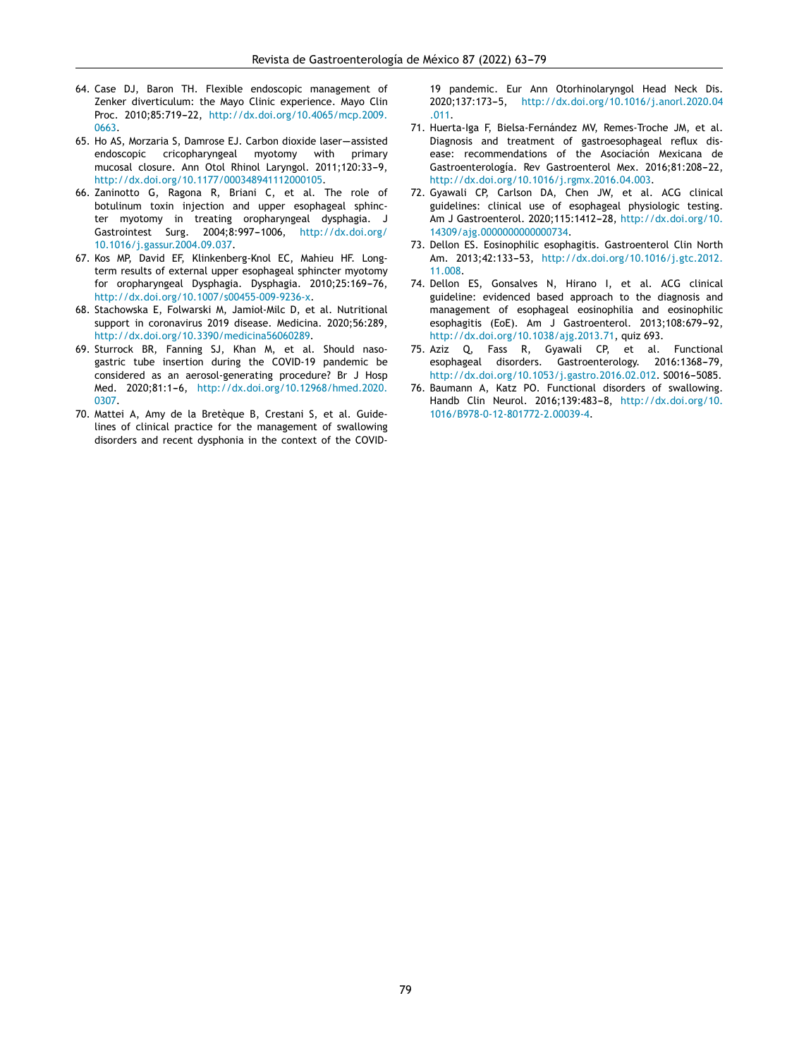64. Case DJ, Baron TH. Flexible endoscopic management of Zenker diverticulum: the Mayo Clinic experience. Mayo Clin Proc. 2010;85:719–22, http://dx.doi.org/10.4065/mcp.2009.0663.
65. Ho AS, Morzaria S, Damrose EJ. Carbon dioxide laser—assisted endoscopic cricopharyngeal myotomy with primary mucosal closure. Ann Otol Rhinol Laryngol. 2011;120:33–9, http://dx.doi.org/10.1177/000348941112000105.
66. Zaninotto G, Ragona R, Briani C, et al. The role of botulinum toxin injection and upper esophageal sphincter myotomy in treating oropharyngeal dysphagia. J Gastrointest Surg. 2004;8:997–1006, http://dx.doi.org/10.1016/j.gassur.2004.09.037.
67. Kos MP, David EF, Klinkenberg-Knol EC, Mahieu HF. Long-term results of external upper esophageal sphincter myotomy for oropharyngeal Dysphagia. Dysphagia. 2010;25:169–76, http://dx.doi.org/10.1007/s00455-009-9236-x.
68. Stachowska E, Folwarski M, Jamioł-Milc D, et al. Nutritional support in coronavirus 2019 disease. Medicina. 2020;56:289, http://dx.doi.org/10.3390/medicina56060289.
69. Sturrock BR, Fanning SJ, Khan M, et al. Should nasogastric tube insertion during the COVID-19 pandemic be considered as an aerosol-generating procedure? Br J Hosp Med. 2020;81:1–6, http://dx.doi.org/10.12968/hmed.2020.0307.
70. Mattei A, Amy de la Bretèque B, Crestani S, et al. Guidelines of clinical practice for the management of swallowing disorders and recent dysphonia in the context of the COVID-19 pandemic. Eur Ann Otorhinolaryngol Head Neck Dis. 2020;137:173–5, http://dx.doi.org/10.1016/j.anorl.2020.04.011.
71. Huerta-Iga F, Bielsa-Fernández MV, Remes-Troche JM, et al. Diagnosis and treatment of gastroesophageal reflux disease: recommendations of the Asociación Mexicana de Gastroenterología. Rev Gastroenterol Mex. 2016;81:208–22, http://dx.doi.org/10.1016/j.rgmx.2016.04.003.
72. Gyawali CP, Carlson DA, Chen JW, et al. ACG clinical guidelines: clinical use of esophageal physiologic testing. Am J Gastroenterol. 2020;115:1412–28, http://dx.doi.org/10.14309/ajg.0000000000000734.
73. Dellon ES. Eosinophilic esophagitis. Gastroenterol Clin North Am. 2013;42:133–53, http://dx.doi.org/10.1016/j.gtc.2012.11.008.
74. Dellon ES, Gonsalves N, Hirano I, et al. ACG clinical guideline: evidenced based approach to the diagnosis and management of esophageal eosinophilia and eosinophilic esophagitis (EoE). Am J Gastroenterol. 2013;108:679–92, http://dx.doi.org/10.1038/ajg.2013.71, quiz 693.
75. Aziz Q, Fass R, Gyawali CP, et al. Functional esophageal disorders. Gastroenterology. 2016:1368–79, http://dx.doi.org/10.1053/j.gastro.2016.02.012. S0016–5085.
76. Baumann A, Katz PO. Functional disorders of swallowing. Handb Clin Neurol. 2016;139:483–8, http://dx.doi.org/10.1016/B978-0-12-801772-2.00039-4.